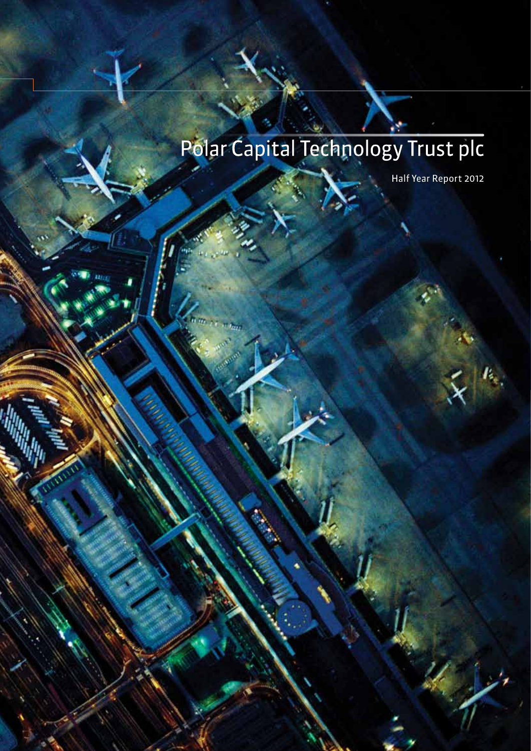# Polar Capital Technology Trust plc

Half Year Report 2012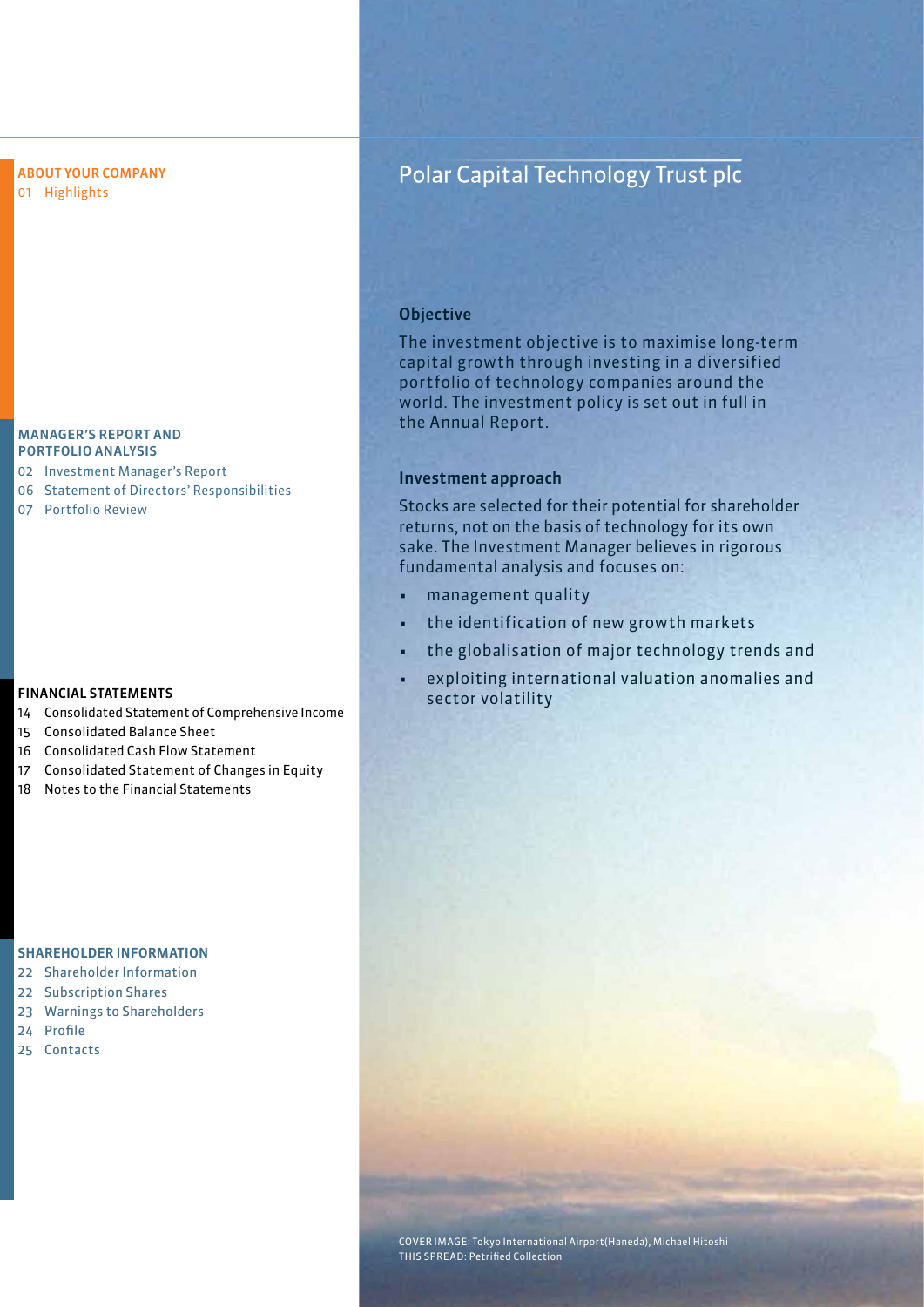**ABOUT YOUR COMPANY**

01 Highlights

**MANAGER'S REPORT AND PORTFOLIO ANALYSIS**

02 Investment Manager's Report
06 Statement of Directors' Responsibilities
07 Portfolio Review

**FINANCIAL STATEMENTS**

14 Consolidated Statement of Comprehensive Income
15 Consolidated Balance Sheet
16 Consolidated Cash Flow Statement
17 Consolidated Statement of Changes in Equity
18 Notes to the Financial Statements

**SHAREHOLDER INFORMATION**

22 Shareholder Information
22 Subscription Shares
23 Warnings to Shareholders
24 Profile
25 Contacts

# Polar Capital Technology Trust plc

## Objective

The investment objective is to maximise long-term capital growth through investing in a diversified portfolio of technology companies around the world. The investment policy is set out in full in the Annual Report.

## Investment approach

Stocks are selected for their potential for shareholder returns, not on the basis of technology for its own sake. The Investment Manager believes in rigorous fundamental analysis and focuses on:

- management quality
- the identification of new growth markets
- the globalisation of major technology trends and
- exploiting international valuation anomalies and sector volatility

COVER IMAGE: Tokyo International Airport(Haneda), Michael Hitoshi
THIS SPREAD: Petrified Collection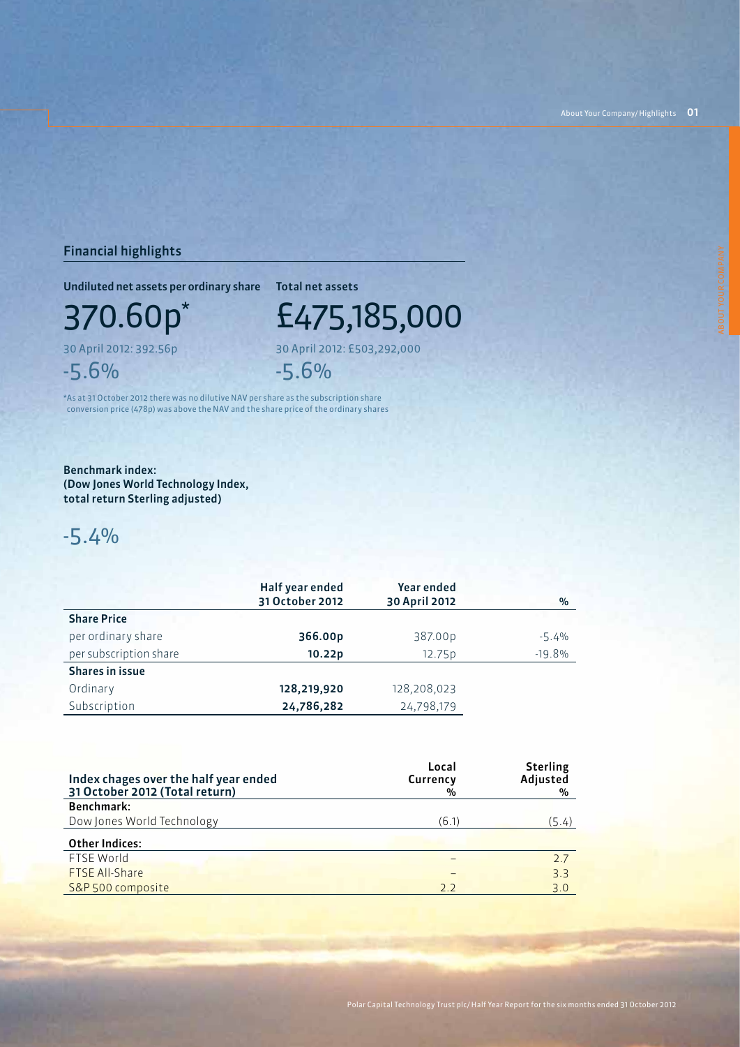## Financial highlights

**Undiluted net assets per ordinary share**

370.60p*

30 April 2012: 392.56p

-5.6%

**Total net assets**

£475,185,000

30 April 2012: £503,292,000

-5.6%

*As at 31 October 2012 there was no dilutive NAV per share as the subscription share conversion price (478p) was above the NAV and the share price of the ordinary shares

**Benchmark index:**
**(Dow Jones World Technology Index, total return Sterling adjusted)**

-5.4%

| | Half year ended 31 October 2012 | Year ended 30 April 2012 | % |
|---|---|---|---|
| **Share Price** | | | |
| per ordinary share | **366.00p** | 387.00p | -5.4% |
| per subscription share | **10.22p** | 12.75p | -19.8% |
| **Shares in issue** | | | |
| Ordinary | **128,219,920** | 128,208,023 | |
| Subscription | **24,786,282** | 24,798,179 | |

| Index chages over the half year ended 31 October 2012 (Total return) | Local Currency % | Sterling Adjusted % |
|---|---|---|
| **Benchmark:** | | |
| Dow Jones World Technology | (6.1) | (5.4) |
| **Other Indices:** | | |
| FTSE World | – | 2.7 |
| FTSE All-Share | – | 3.3 |
| S&P 500 composite | 2.2 | 3.0 |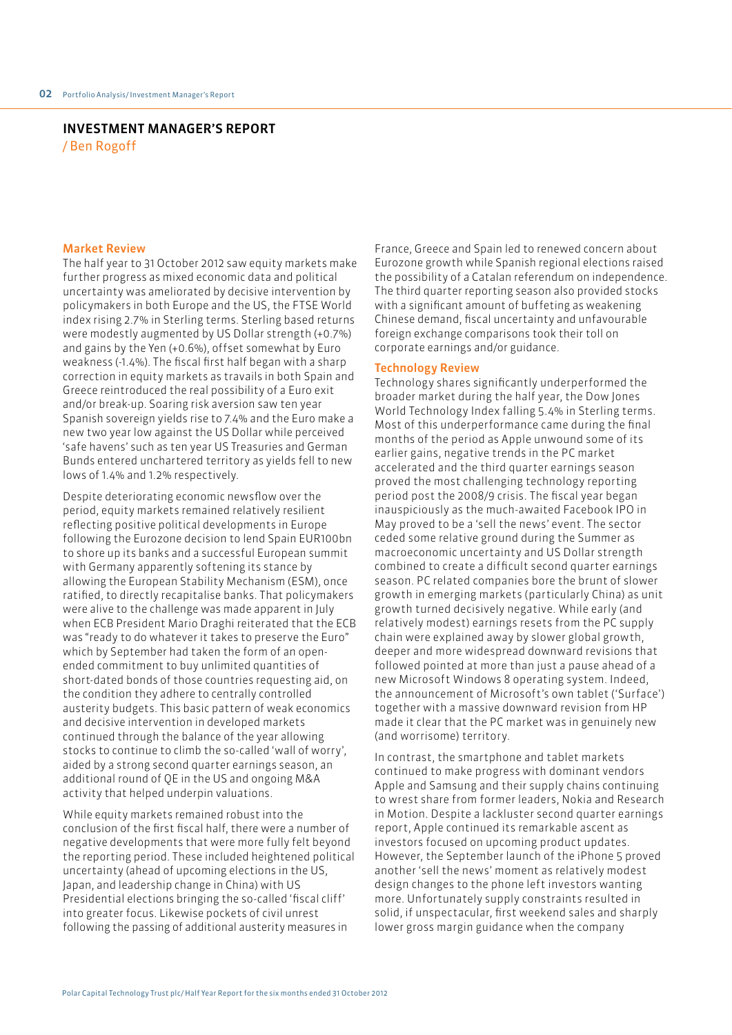# INVESTMENT MANAGER'S REPORT

/ Ben Rogoff

## Market Review

The half year to 31 October 2012 saw equity markets make further progress as mixed economic data and political uncertainty was ameliorated by decisive intervention by policymakers in both Europe and the US, the FTSE World index rising 2.7% in Sterling terms. Sterling based returns were modestly augmented by US Dollar strength (+0.7%) and gains by the Yen (+0.6%), offset somewhat by Euro weakness (-1.4%). The fiscal first half began with a sharp correction in equity markets as travails in both Spain and Greece reintroduced the real possibility of a Euro exit and/or break-up. Soaring risk aversion saw ten year Spanish sovereign yields rise to 7.4% and the Euro make a new two year low against the US Dollar while perceived 'safe havens' such as ten year US Treasuries and German Bunds entered unchartered territory as yields fell to new lows of 1.4% and 1.2% respectively.

Despite deteriorating economic newsflow over the period, equity markets remained relatively resilient reflecting positive political developments in Europe following the Eurozone decision to lend Spain EUR100bn to shore up its banks and a successful European summit with Germany apparently softening its stance by allowing the European Stability Mechanism (ESM), once ratified, to directly recapitalise banks. That policymakers were alive to the challenge was made apparent in July when ECB President Mario Draghi reiterated that the ECB was "ready to do whatever it takes to preserve the Euro" which by September had taken the form of an open-ended commitment to buy unlimited quantities of short-dated bonds of those countries requesting aid, on the condition they adhere to centrally controlled austerity budgets. This basic pattern of weak economics and decisive intervention in developed markets continued through the balance of the year allowing stocks to continue to climb the so-called 'wall of worry', aided by a strong second quarter earnings season, an additional round of QE in the US and ongoing M&A activity that helped underpin valuations.

While equity markets remained robust into the conclusion of the first fiscal half, there were a number of negative developments that were more fully felt beyond the reporting period. These included heightened political uncertainty (ahead of upcoming elections in the US, Japan, and leadership change in China) with US Presidential elections bringing the so-called 'fiscal cliff' into greater focus. Likewise pockets of civil unrest following the passing of additional austerity measures in France, Greece and Spain led to renewed concern about Eurozone growth while Spanish regional elections raised the possibility of a Catalan referendum on independence. The third quarter reporting season also provided stocks with a significant amount of buffeting as weakening Chinese demand, fiscal uncertainty and unfavourable foreign exchange comparisons took their toll on corporate earnings and/or guidance.

## Technology Review

Technology shares significantly underperformed the broader market during the half year, the Dow Jones World Technology Index falling 5.4% in Sterling terms. Most of this underperformance came during the final months of the period as Apple unwound some of its earlier gains, negative trends in the PC market accelerated and the third quarter earnings season proved the most challenging technology reporting period post the 2008/9 crisis. The fiscal year began inauspiciously as the much-awaited Facebook IPO in May proved to be a 'sell the news' event. The sector ceded some relative ground during the Summer as macroeconomic uncertainty and US Dollar strength combined to create a difficult second quarter earnings season. PC related companies bore the brunt of slower growth in emerging markets (particularly China) as unit growth turned decisively negative. While early (and relatively modest) earnings resets from the PC supply chain were explained away by slower global growth, deeper and more widespread downward revisions that followed pointed at more than just a pause ahead of a new Microsoft Windows 8 operating system. Indeed, the announcement of Microsoft's own tablet ('Surface') together with a massive downward revision from HP made it clear that the PC market was in genuinely new (and worrisome) territory.

In contrast, the smartphone and tablet markets continued to make progress with dominant vendors Apple and Samsung and their supply chains continuing to wrest share from former leaders, Nokia and Research in Motion. Despite a lackluster second quarter earnings report, Apple continued its remarkable ascent as investors focused on upcoming product updates. However, the September launch of the iPhone 5 proved another 'sell the news' moment as relatively modest design changes to the phone left investors wanting more. Unfortunately supply constraints resulted in solid, if unspectacular, first weekend sales and sharply lower gross margin guidance when the company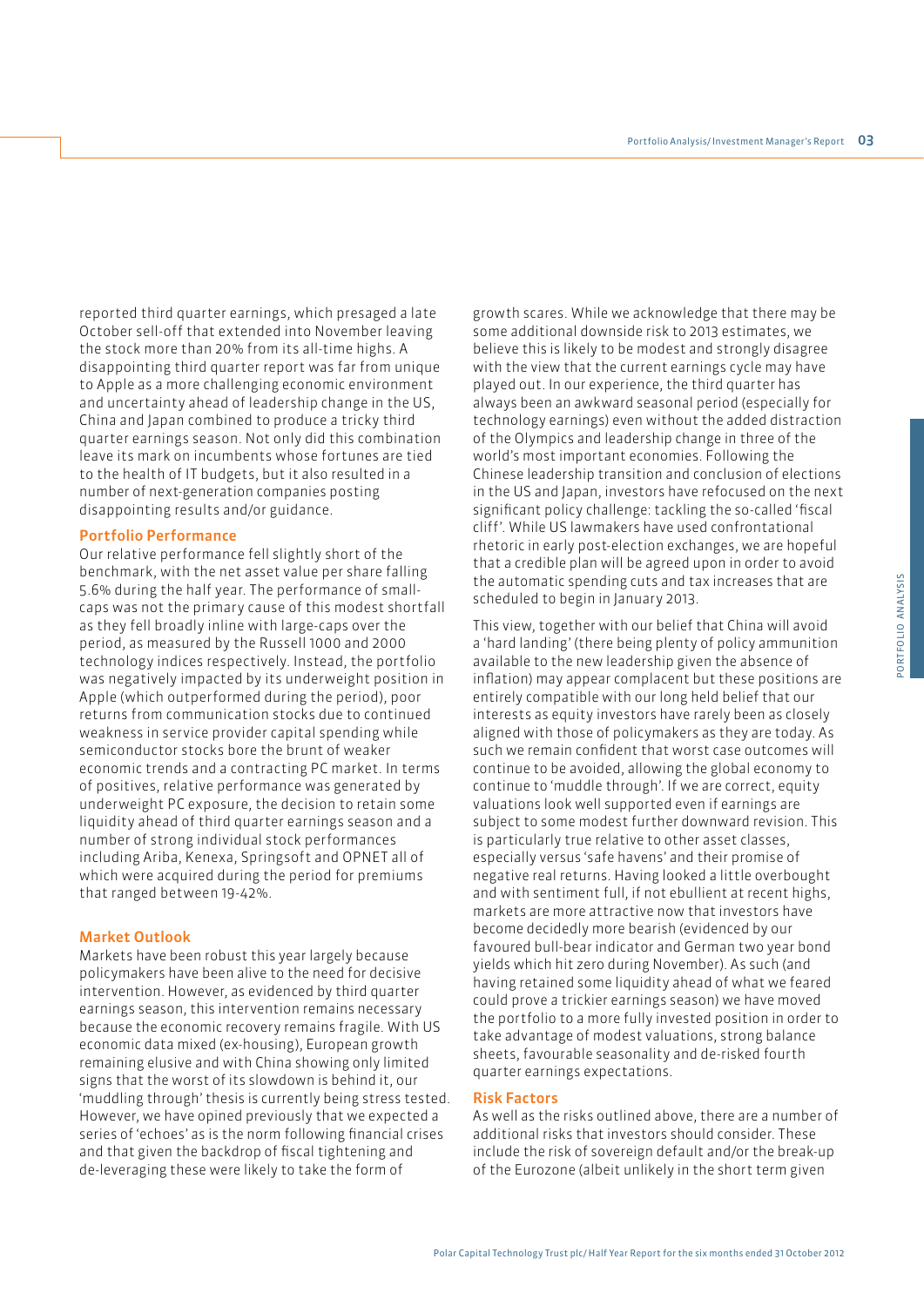reported third quarter earnings, which presaged a late October sell-off that extended into November leaving the stock more than 20% from its all-time highs. A disappointing third quarter report was far from unique to Apple as a more challenging economic environment and uncertainty ahead of leadership change in the US, China and Japan combined to produce a tricky third quarter earnings season. Not only did this combination leave its mark on incumbents whose fortunes are tied to the health of IT budgets, but it also resulted in a number of next-generation companies posting disappointing results and/or guidance.

### Portfolio Performance

Our relative performance fell slightly short of the benchmark, with the net asset value per share falling 5.6% during the half year. The performance of small-caps was not the primary cause of this modest shortfall as they fell broadly inline with large-caps over the period, as measured by the Russell 1000 and 2000 technology indices respectively. Instead, the portfolio was negatively impacted by its underweight position in Apple (which outperformed during the period), poor returns from communication stocks due to continued weakness in service provider capital spending while semiconductor stocks bore the brunt of weaker economic trends and a contracting PC market. In terms of positives, relative performance was generated by underweight PC exposure, the decision to retain some liquidity ahead of third quarter earnings season and a number of strong individual stock performances including Ariba, Kenexa, Springsoft and OPNET all of which were acquired during the period for premiums that ranged between 19-42%.

### Market Outlook

Markets have been robust this year largely because policymakers have been alive to the need for decisive intervention. However, as evidenced by third quarter earnings season, this intervention remains necessary because the economic recovery remains fragile. With US economic data mixed (ex-housing), European growth remaining elusive and with China showing only limited signs that the worst of its slowdown is behind it, our 'muddling through' thesis is currently being stress tested. However, we have opined previously that we expected a series of 'echoes' as is the norm following financial crises and that given the backdrop of fiscal tightening and de-leveraging these were likely to take the form of growth scares. While we acknowledge that there may be some additional downside risk to 2013 estimates, we believe this is likely to be modest and strongly disagree with the view that the current earnings cycle may have played out. In our experience, the third quarter has always been an awkward seasonal period (especially for technology earnings) even without the added distraction of the Olympics and leadership change in three of the world's most important economies. Following the Chinese leadership transition and conclusion of elections in the US and Japan, investors have refocused on the next significant policy challenge: tackling the so-called 'fiscal cliff'. While US lawmakers have used confrontational rhetoric in early post-election exchanges, we are hopeful that a credible plan will be agreed upon in order to avoid the automatic spending cuts and tax increases that are scheduled to begin in January 2013.

This view, together with our belief that China will avoid a 'hard landing' (there being plenty of policy ammunition available to the new leadership given the absence of inflation) may appear complacent but these positions are entirely compatible with our long held belief that our interests as equity investors have rarely been as closely aligned with those of policymakers as they are today. As such we remain confident that worst case outcomes will continue to be avoided, allowing the global economy to continue to 'muddle through'. If we are correct, equity valuations look well supported even if earnings are subject to some modest further downward revision. This is particularly true relative to other asset classes, especially versus 'safe havens' and their promise of negative real returns. Having looked a little overbought and with sentiment full, if not ebullient at recent highs, markets are more attractive now that investors have become decidedly more bearish (evidenced by our favoured bull-bear indicator and German two year bond yields which hit zero during November). As such (and having retained some liquidity ahead of what we feared could prove a trickier earnings season) we have moved the portfolio to a more fully invested position in order to take advantage of modest valuations, strong balance sheets, favourable seasonality and de-risked fourth quarter earnings expectations.

### Risk Factors

As well as the risks outlined above, there are a number of additional risks that investors should consider. These include the risk of sovereign default and/or the break-up of the Eurozone (albeit unlikely in the short term given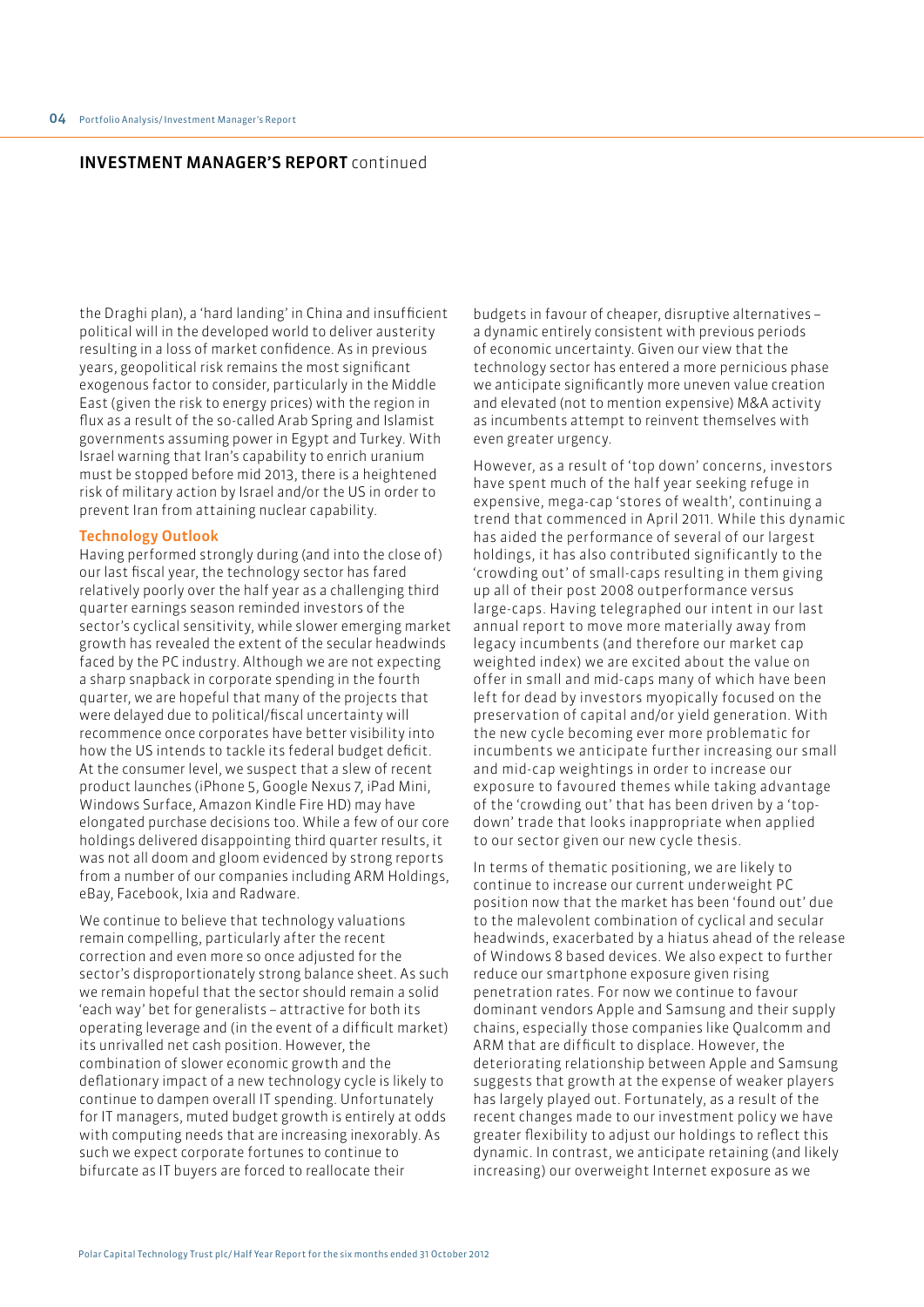## INVESTMENT MANAGER'S REPORT continued

the Draghi plan), a 'hard landing' in China and insufficient political will in the developed world to deliver austerity resulting in a loss of market confidence. As in previous years, geopolitical risk remains the most significant exogenous factor to consider, particularly in the Middle East (given the risk to energy prices) with the region in flux as a result of the so-called Arab Spring and Islamist governments assuming power in Egypt and Turkey. With Israel warning that Iran's capability to enrich uranium must be stopped before mid 2013, there is a heightened risk of military action by Israel and/or the US in order to prevent Iran from attaining nuclear capability.

### Technology Outlook

Having performed strongly during (and into the close of) our last fiscal year, the technology sector has fared relatively poorly over the half year as a challenging third quarter earnings season reminded investors of the sector's cyclical sensitivity, while slower emerging market growth has revealed the extent of the secular headwinds faced by the PC industry. Although we are not expecting a sharp snapback in corporate spending in the fourth quarter, we are hopeful that many of the projects that were delayed due to political/fiscal uncertainty will recommence once corporates have better visibility into how the US intends to tackle its federal budget deficit. At the consumer level, we suspect that a slew of recent product launches (iPhone 5, Google Nexus 7, iPad Mini, Windows Surface, Amazon Kindle Fire HD) may have elongated purchase decisions too. While a few of our core holdings delivered disappointing third quarter results, it was not all doom and gloom evidenced by strong reports from a number of our companies including ARM Holdings, eBay, Facebook, Ixia and Radware.

We continue to believe that technology valuations remain compelling, particularly after the recent correction and even more so once adjusted for the sector's disproportionately strong balance sheet. As such we remain hopeful that the sector should remain a solid 'each way' bet for generalists – attractive for both its operating leverage and (in the event of a difficult market) its unrivalled net cash position. However, the combination of slower economic growth and the deflationary impact of a new technology cycle is likely to continue to dampen overall IT spending. Unfortunately for IT managers, muted budget growth is entirely at odds with computing needs that are increasing inexorably. As such we expect corporate fortunes to continue to bifurcate as IT buyers are forced to reallocate their budgets in favour of cheaper, disruptive alternatives – a dynamic entirely consistent with previous periods of economic uncertainty. Given our view that the technology sector has entered a more pernicious phase we anticipate significantly more uneven value creation and elevated (not to mention expensive) M&A activity as incumbents attempt to reinvent themselves with even greater urgency.

However, as a result of 'top down' concerns, investors have spent much of the half year seeking refuge in expensive, mega-cap 'stores of wealth', continuing a trend that commenced in April 2011. While this dynamic has aided the performance of several of our largest holdings, it has also contributed significantly to the 'crowding out' of small-caps resulting in them giving up all of their post 2008 outperformance versus large-caps. Having telegraphed our intent in our last annual report to move more materially away from legacy incumbents (and therefore our market cap weighted index) we are excited about the value on offer in small and mid-caps many of which have been left for dead by investors myopically focused on the preservation of capital and/or yield generation. With the new cycle becoming ever more problematic for incumbents we anticipate further increasing our small and mid-cap weightings in order to increase our exposure to favoured themes while taking advantage of the 'crowding out' that has been driven by a 'top-down' trade that looks inappropriate when applied to our sector given our new cycle thesis.

In terms of thematic positioning, we are likely to continue to increase our current underweight PC position now that the market has been 'found out' due to the malevolent combination of cyclical and secular headwinds, exacerbated by a hiatus ahead of the release of Windows 8 based devices. We also expect to further reduce our smartphone exposure given rising penetration rates. For now we continue to favour dominant vendors Apple and Samsung and their supply chains, especially those companies like Qualcomm and ARM that are difficult to displace. However, the deteriorating relationship between Apple and Samsung suggests that growth at the expense of weaker players has largely played out. Fortunately, as a result of the recent changes made to our investment policy we have greater flexibility to adjust our holdings to reflect this dynamic. In contrast, we anticipate retaining (and likely increasing) our overweight Internet exposure as we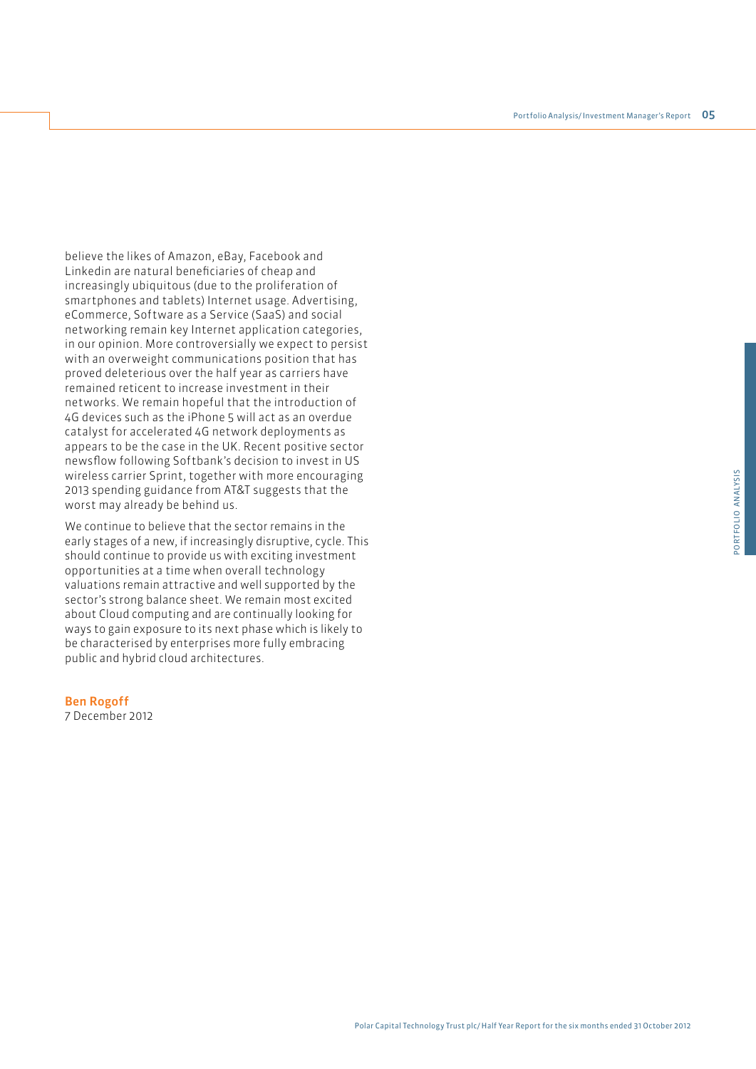believe the likes of Amazon, eBay, Facebook and Linkedin are natural beneficiaries of cheap and increasingly ubiquitous (due to the proliferation of smartphones and tablets) Internet usage. Advertising, eCommerce, Software as a Service (SaaS) and social networking remain key Internet application categories, in our opinion. More controversially we expect to persist with an overweight communications position that has proved deleterious over the half year as carriers have remained reticent to increase investment in their networks. We remain hopeful that the introduction of 4G devices such as the iPhone 5 will act as an overdue catalyst for accelerated 4G network deployments as appears to be the case in the UK. Recent positive sector newsflow following Softbank's decision to invest in US wireless carrier Sprint, together with more encouraging 2013 spending guidance from AT&T suggests that the worst may already be behind us.

We continue to believe that the sector remains in the early stages of a new, if increasingly disruptive, cycle. This should continue to provide us with exciting investment opportunities at a time when overall technology valuations remain attractive and well supported by the sector's strong balance sheet. We remain most excited about Cloud computing and are continually looking for ways to gain exposure to its next phase which is likely to be characterised by enterprises more fully embracing public and hybrid cloud architectures.

**Ben Rogoff**
7 December 2012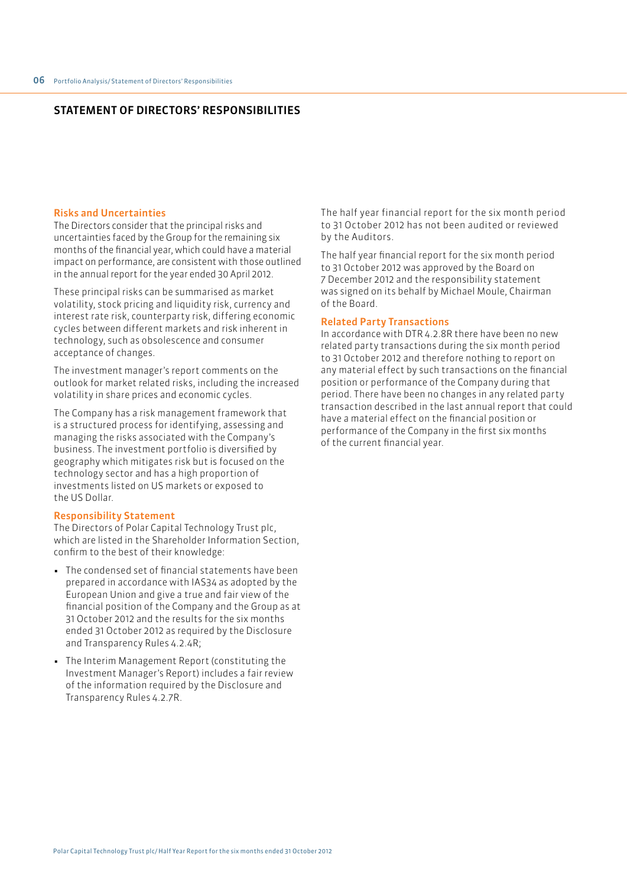## STATEMENT OF DIRECTORS' RESPONSIBILITIES

### Risks and Uncertainties

The Directors consider that the principal risks and uncertainties faced by the Group for the remaining six months of the financial year, which could have a material impact on performance, are consistent with those outlined in the annual report for the year ended 30 April 2012.

These principal risks can be summarised as market volatility, stock pricing and liquidity risk, currency and interest rate risk, counterparty risk, differing economic cycles between different markets and risk inherent in technology, such as obsolescence and consumer acceptance of changes.

The investment manager's report comments on the outlook for market related risks, including the increased volatility in share prices and economic cycles.

The Company has a risk management framework that is a structured process for identifying, assessing and managing the risks associated with the Company's business. The investment portfolio is diversified by geography which mitigates risk but is focused on the technology sector and has a high proportion of investments listed on US markets or exposed to the US Dollar.

### Responsibility Statement

The Directors of Polar Capital Technology Trust plc, which are listed in the Shareholder Information Section, confirm to the best of their knowledge:

- The condensed set of financial statements have been prepared in accordance with IAS34 as adopted by the European Union and give a true and fair view of the financial position of the Company and the Group as at 31 October 2012 and the results for the six months ended 31 October 2012 as required by the Disclosure and Transparency Rules 4.2.4R;
- The Interim Management Report (constituting the Investment Manager's Report) includes a fair review of the information required by the Disclosure and Transparency Rules 4.2.7R.

The half year financial report for the six month period to 31 October 2012 has not been audited or reviewed by the Auditors.

The half year financial report for the six month period to 31 October 2012 was approved by the Board on 7 December 2012 and the responsibility statement was signed on its behalf by Michael Moule, Chairman of the Board.

### Related Party Transactions

In accordance with DTR 4.2.8R there have been no new related party transactions during the six month period to 31 October 2012 and therefore nothing to report on any material effect by such transactions on the financial position or performance of the Company during that period. There have been no changes in any related party transaction described in the last annual report that could have a material effect on the financial position or performance of the Company in the first six months of the current financial year.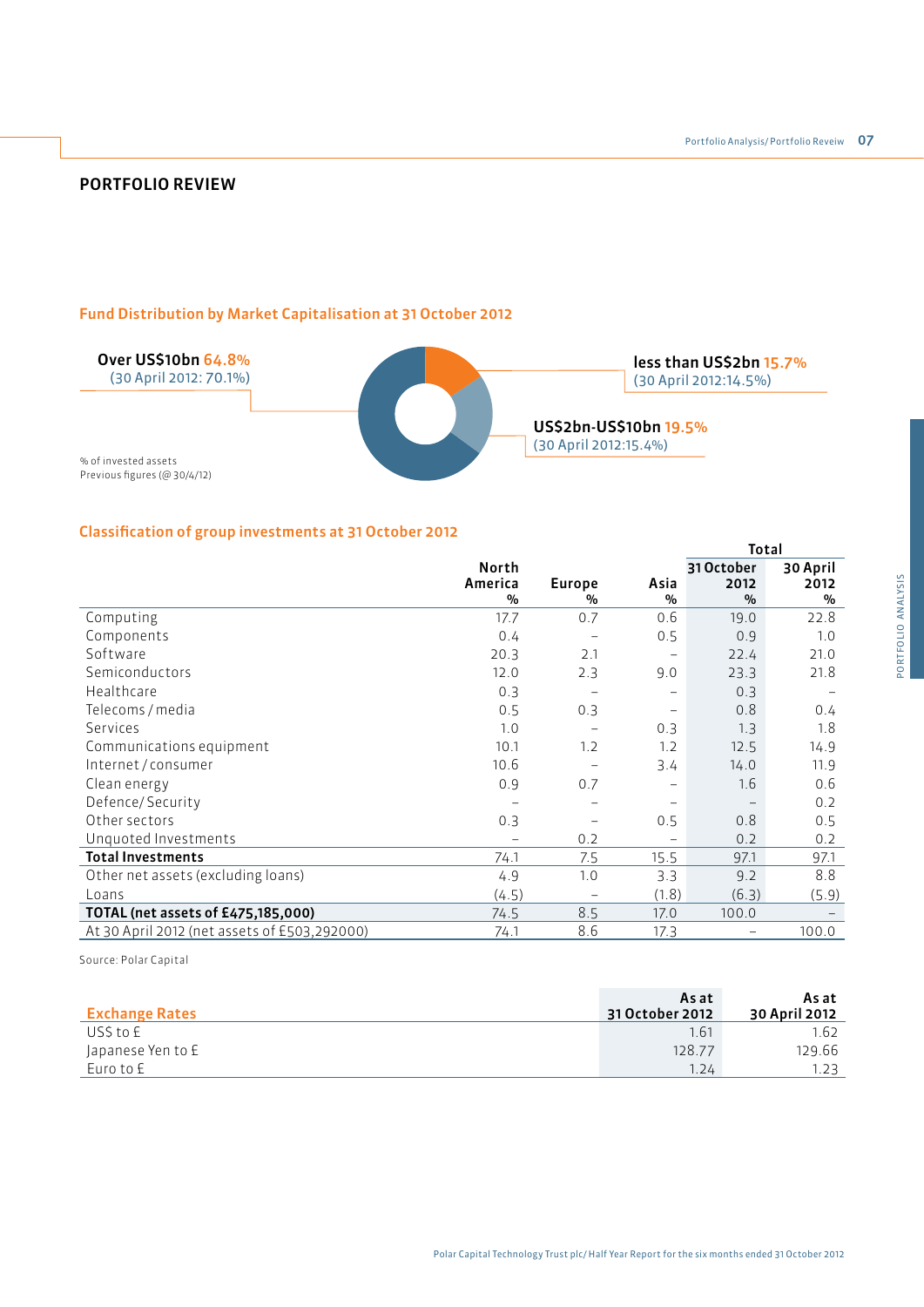## PORTFOLIO REVIEW

### Fund Distribution by Market Capitalisation at 31 October 2012

**Over US$10bn** 64.8%
(30 April 2012: 70.1%)

**less than US$2bn** 15.7%
(30 April 2012:14.5%)

**US$2bn-US$10bn** 19.5%
(30 April 2012:15.4%)

% of invested assets
Previous figures (@ 30/4/12)

### Classification of group investments at 31 October 2012

| | North America % | Europe % | Asia % | Total 31 October 2012 % | Total 30 April 2012 % |
|---|---|---|---|---|---|
| Computing | 17.7 | 0.7 | 0.6 | 19.0 | 22.8 |
| Components | 0.4 | – | 0.5 | 0.9 | 1.0 |
| Software | 20.3 | 2.1 | – | 22.4 | 21.0 |
| Semiconductors | 12.0 | 2.3 | 9.0 | 23.3 | 21.8 |
| Healthcare | 0.3 | – | – | 0.3 | – |
| Telecoms / media | 0.5 | 0.3 | – | 0.8 | 0.4 |
| Services | 1.0 | – | 0.3 | 1.3 | 1.8 |
| Communications equipment | 10.1 | 1.2 | 1.2 | 12.5 | 14.9 |
| Internet / consumer | 10.6 | – | 3.4 | 14.0 | 11.9 |
| Clean energy | 0.9 | 0.7 | – | 1.6 | 0.6 |
| Defence/ Security | – | – | – | – | 0.2 |
| Other sectors | 0.3 | – | 0.5 | 0.8 | 0.5 |
| Unquoted Investments | – | 0.2 | – | 0.2 | 0.2 |
| **Total Investments** | 74.1 | 7.5 | 15.5 | 97.1 | 97.1 |
| Other net assets (excluding loans) | 4.9 | 1.0 | 3.3 | 9.2 | 8.8 |
| Loans | (4.5) | – | (1.8) | (6.3) | (5.9) |
| **TOTAL (net assets of £475,185,000)** | 74.5 | 8.5 | 17.0 | 100.0 | – |
| At 30 April 2012 (net assets of £503,292000) | 74.1 | 8.6 | 17.3 | – | 100.0 |

Source: Polar Capital

| Exchange Rates | As at 31 October 2012 | As at 30 April 2012 |
|---|---|---|
| US$ to £ | 1.61 | 1.62 |
| Japanese Yen to £ | 128.77 | 129.66 |
| Euro to £ | 1.24 | 1.23 |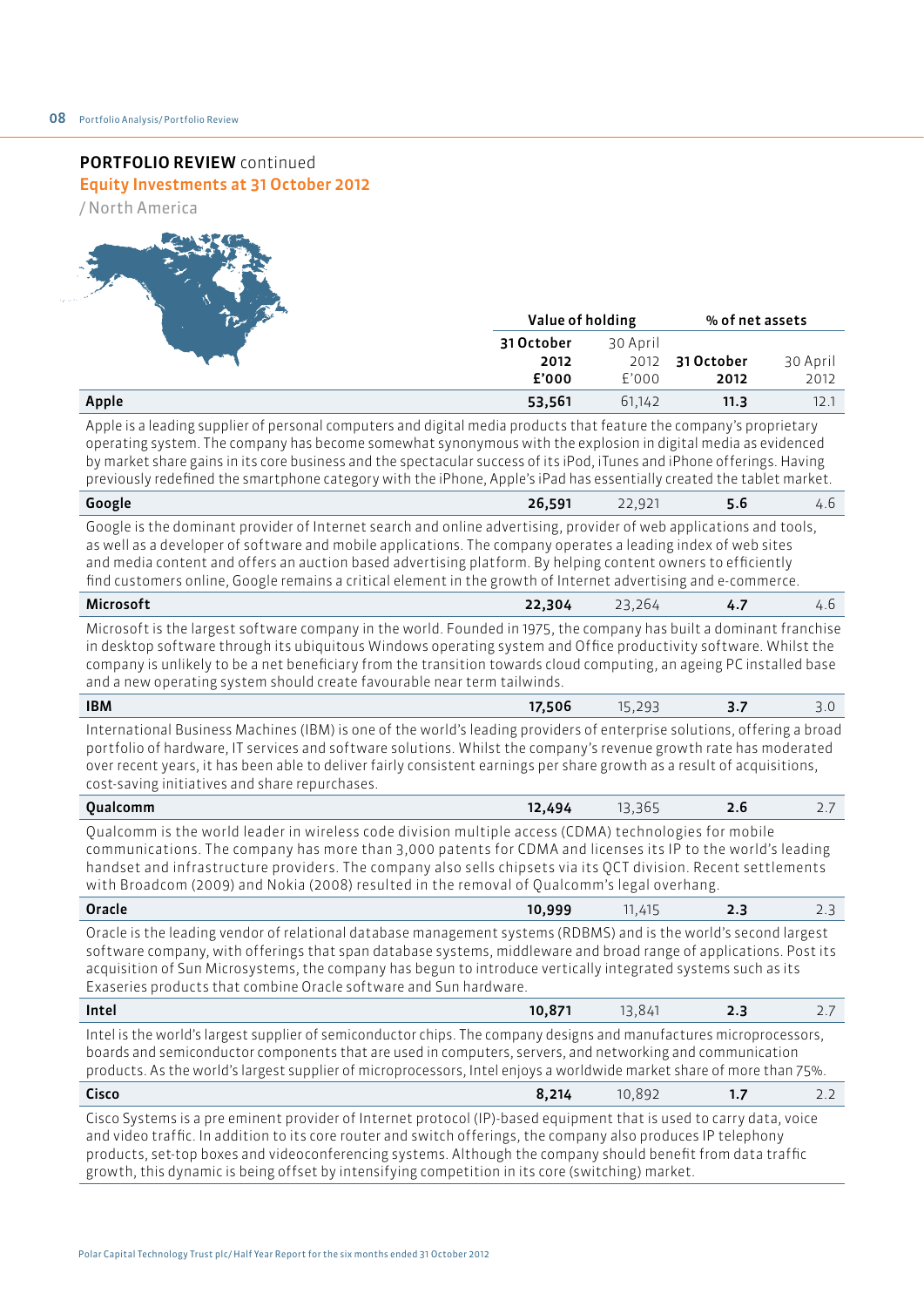## PORTFOLIO REVIEW continued

### Equity Investments at 31 October 2012

/ North America

| | Value of holding | | % of net assets | |
|---|---|---|---|---|
| | **31 October 2012 £'000** | 30 April 2012 £'000 | **31 October 2012** | 30 April 2012 |
| **Apple** | **53,561** | 61,142 | **11.3** | 12.1 |

Apple is a leading supplier of personal computers and digital media products that feature the company's proprietary operating system. The company has become somewhat synonymous with the explosion in digital media as evidenced by market share gains in its core business and the spectacular success of its iPod, iTunes and iPhone offerings. Having previously redefined the smartphone category with the iPhone, Apple's iPad has essentially created the tablet market.

| | | | | |
|---|---|---|---|---|
| **Google** | **26,591** | 22,921 | **5.6** | 4.6 |

Google is the dominant provider of Internet search and online advertising, provider of web applications and tools, as well as a developer of software and mobile applications. The company operates a leading index of web sites and media content and offers an auction based advertising platform. By helping content owners to efficiently find customers online, Google remains a critical element in the growth of Internet advertising and e-commerce.

| | | | | |
|---|---|---|---|---|
| **Microsoft** | **22,304** | 23,264 | **4.7** | 4.6 |

Microsoft is the largest software company in the world. Founded in 1975, the company has built a dominant franchise in desktop software through its ubiquitous Windows operating system and Office productivity software. Whilst the company is unlikely to be a net beneficiary from the transition towards cloud computing, an ageing PC installed base and a new operating system should create favourable near term tailwinds.

| | | | | |
|---|---|---|---|---|
| **IBM** | **17,506** | 15,293 | **3.7** | 3.0 |

International Business Machines (IBM) is one of the world's leading providers of enterprise solutions, offering a broad portfolio of hardware, IT services and software solutions. Whilst the company's revenue growth rate has moderated over recent years, it has been able to deliver fairly consistent earnings per share growth as a result of acquisitions, cost-saving initiatives and share repurchases.

| | | | | |
|---|---|---|---|---|
| **Qualcomm** | **12,494** | 13,365 | **2.6** | 2.7 |

Qualcomm is the world leader in wireless code division multiple access (CDMA) technologies for mobile communications. The company has more than 3,000 patents for CDMA and licenses its IP to the world's leading handset and infrastructure providers. The company also sells chipsets via its QCT division. Recent settlements with Broadcom (2009) and Nokia (2008) resulted in the removal of Qualcomm's legal overhang.

| | | | | |
|---|---|---|---|---|
| **Oracle** | **10,999** | 11,415 | **2.3** | 2.3 |

Oracle is the leading vendor of relational database management systems (RDBMS) and is the world's second largest software company, with offerings that span database systems, middleware and broad range of applications. Post its acquisition of Sun Microsystems, the company has begun to introduce vertically integrated systems such as its Exaseries products that combine Oracle software and Sun hardware.

| | | | | |
|---|---|---|---|---|
| **Intel** | **10,871** | 13,841 | **2.3** | 2.7 |

Intel is the world's largest supplier of semiconductor chips. The company designs and manufactures microprocessors, boards and semiconductor components that are used in computers, servers, and networking and communication products. As the world's largest supplier of microprocessors, Intel enjoys a worldwide market share of more than 75%.

| | | | | |
|---|---|---|---|---|
| **Cisco** | **8,214** | 10,892 | **1.7** | 2.2 |

Cisco Systems is a pre eminent provider of Internet protocol (IP)-based equipment that is used to carry data, voice and video traffic. In addition to its core router and switch offerings, the company also produces IP telephony products, set-top boxes and videoconferencing systems. Although the company should benefit from data traffic growth, this dynamic is being offset by intensifying competition in its core (switching) market.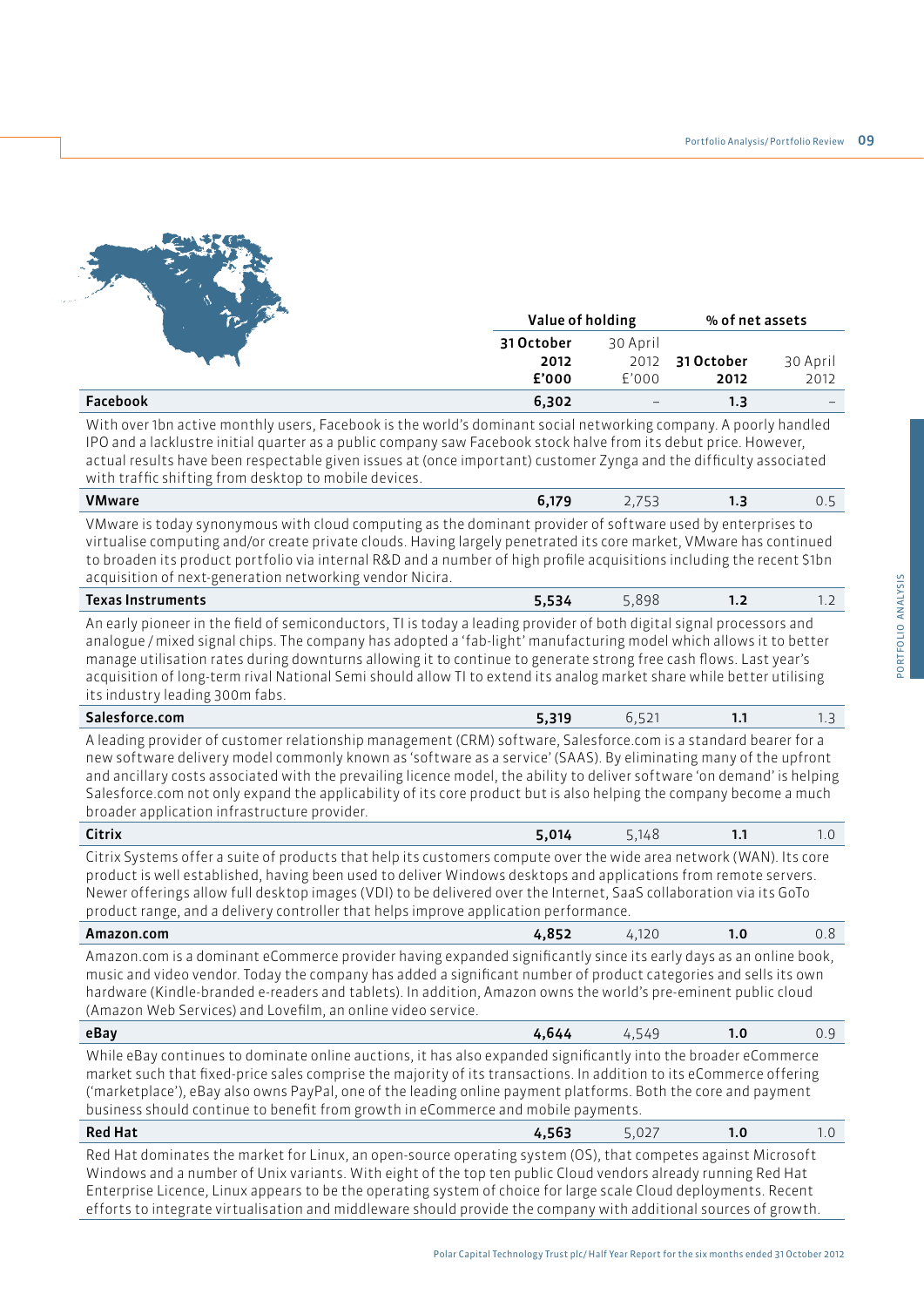| | Value of holding | | % of net assets | |
|---|---|---|---|---|
| | 31 October 2012 £'000 | 30 April 2012 £'000 | 31 October 2012 | 30 April 2012 |
| **Facebook** | **6,302** | – | **1.3** | – |

With over 1bn active monthly users, Facebook is the world's dominant social networking company. A poorly handled IPO and a lacklustre initial quarter as a public company saw Facebook stock halve from its debut price. However, actual results have been respectable given issues at (once important) customer Zynga and the difficulty associated with traffic shifting from desktop to mobile devices.

| | | | | |
|---|---|---|---|---|
| **VMware** | **6,179** | 2,753 | **1.3** | 0.5 |

VMware is today synonymous with cloud computing as the dominant provider of software used by enterprises to virtualise computing and/or create private clouds. Having largely penetrated its core market, VMware has continued to broaden its product portfolio via internal R&D and a number of high profile acquisitions including the recent $1bn acquisition of next-generation networking vendor Nicira.

| | | | | |
|---|---|---|---|---|
| **Texas Instruments** | **5,534** | 5,898 | **1.2** | 1.2 |

An early pioneer in the field of semiconductors, TI is today a leading provider of both digital signal processors and analogue / mixed signal chips. The company has adopted a 'fab-light' manufacturing model which allows it to better manage utilisation rates during downturns allowing it to continue to generate strong free cash flows. Last year's acquisition of long-term rival National Semi should allow TI to extend its analog market share while better utilising its industry leading 300m fabs.

| | | | | |
|---|---|---|---|---|
| **Salesforce.com** | **5,319** | 6,521 | **1.1** | 1.3 |

A leading provider of customer relationship management (CRM) software, Salesforce.com is a standard bearer for a new software delivery model commonly known as 'software as a service' (SAAS). By eliminating many of the upfront and ancillary costs associated with the prevailing licence model, the ability to deliver software 'on demand' is helping Salesforce.com not only expand the applicability of its core product but is also helping the company become a much broader application infrastructure provider.

| | | | | |
|---|---|---|---|---|
| **Citrix** | **5,014** | 5,148 | **1.1** | 1.0 |

Citrix Systems offer a suite of products that help its customers compute over the wide area network (WAN). Its core product is well established, having been used to deliver Windows desktops and applications from remote servers. Newer offerings allow full desktop images (VDI) to be delivered over the Internet, SaaS collaboration via its GoTo product range, and a delivery controller that helps improve application performance.

| | | | | |
|---|---|---|---|---|
| **Amazon.com** | **4,852** | 4,120 | **1.0** | 0.8 |

Amazon.com is a dominant eCommerce provider having expanded significantly since its early days as an online book, music and video vendor. Today the company has added a significant number of product categories and sells its own hardware (Kindle-branded e-readers and tablets). In addition, Amazon owns the world's pre-eminent public cloud (Amazon Web Services) and Lovefilm, an online video service.

| | | | | |
|---|---|---|---|---|
| **eBay** | **4,644** | 4,549 | **1.0** | 0.9 |

While eBay continues to dominate online auctions, it has also expanded significantly into the broader eCommerce market such that fixed-price sales comprise the majority of its transactions. In addition to its eCommerce offering ('marketplace'), eBay also owns PayPal, one of the leading online payment platforms. Both the core and payment business should continue to benefit from growth in eCommerce and mobile payments.

| | | | | |
|---|---|---|---|---|
| **Red Hat** | **4,563** | 5,027 | **1.0** | 1.0 |

Red Hat dominates the market for Linux, an open-source operating system (OS), that competes against Microsoft Windows and a number of Unix variants. With eight of the top ten public Cloud vendors already running Red Hat Enterprise Licence, Linux appears to be the operating system of choice for large scale Cloud deployments. Recent efforts to integrate virtualisation and middleware should provide the company with additional sources of growth.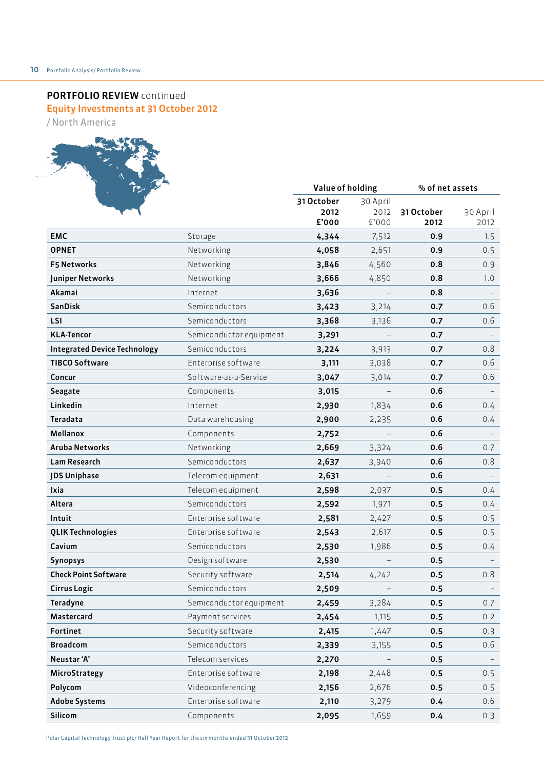## PORTFOLIO REVIEW continued

### Equity Investments at 31 October 2012

/ North America

| | | Value of holding | | % of net assets | |
|---|---|---|---|---|---|
| | | 31 October 2012 £'000 | 30 April 2012 £'000 | 31 October 2012 | 30 April 2012 |
| **EMC** | Storage | **4,344** | 7,512 | **0.9** | 1.5 |
| **OPNET** | Networking | **4,058** | 2,651 | **0.9** | 0.5 |
| **F5 Networks** | Networking | **3,846** | 4,560 | **0.8** | 0.9 |
| **Juniper Networks** | Networking | **3,666** | 4,850 | **0.8** | 1.0 |
| **Akamai** | Internet | **3,636** | – | **0.8** | – |
| **SanDisk** | Semiconductors | **3,423** | 3,214 | **0.7** | 0.6 |
| **LSI** | Semiconductors | **3,368** | 3,136 | **0.7** | 0.6 |
| **KLA-Tencor** | Semiconductor equipment | **3,291** | – | **0.7** | – |
| **Integrated Device Technology** | Semiconductors | **3,224** | 3,913 | **0.7** | 0.8 |
| **TIBCO Software** | Enterprise software | **3,111** | 3,038 | **0.7** | 0.6 |
| **Concur** | Software-as-a-Service | **3,047** | 3,014 | **0.7** | 0.6 |
| **Seagate** | Components | **3,015** | – | **0.6** | – |
| **Linkedin** | Internet | **2,930** | 1,834 | **0.6** | 0.4 |
| **Teradata** | Data warehousing | **2,900** | 2,235 | **0.6** | 0.4 |
| **Mellanox** | Components | **2,752** | – | **0.6** | – |
| **Aruba Networks** | Networking | **2,669** | 3,324 | **0.6** | 0.7 |
| **Lam Research** | Semiconductors | **2,637** | 3,940 | **0.6** | 0.8 |
| **JDS Uniphase** | Telecom equipment | **2,631** | – | **0.6** | – |
| **Ixia** | Telecom equipment | **2,598** | 2,037 | **0.5** | 0.4 |
| **Altera** | Semiconductors | **2,592** | 1,971 | **0.5** | 0.4 |
| **Intuit** | Enterprise software | **2,581** | 2,427 | **0.5** | 0.5 |
| **QLIK Technologies** | Enterprise software | **2,543** | 2,617 | **0.5** | 0.5 |
| **Cavium** | Semiconductors | **2,530** | 1,986 | **0.5** | 0.4 |
| **Synopsys** | Design software | **2,530** | – | **0.5** | – |
| **Check Point Software** | Security software | **2,514** | 4,242 | **0.5** | 0.8 |
| **Cirrus Logic** | Semiconductors | **2,509** | – | **0.5** | – |
| **Teradyne** | Semiconductor equipment | **2,459** | 3,284 | **0.5** | 0.7 |
| **Mastercard** | Payment services | **2,454** | 1,115 | **0.5** | 0.2 |
| **Fortinet** | Security software | **2,415** | 1,447 | **0.5** | 0.3 |
| **Broadcom** | Semiconductors | **2,339** | 3,155 | **0.5** | 0.6 |
| **Neustar 'A'** | Telecom services | **2,270** | – | **0.5** | – |
| **MicroStrategy** | Enterprise software | **2,198** | 2,448 | **0.5** | 0.5 |
| **Polycom** | Videoconferencing | **2,156** | 2,676 | **0.5** | 0.5 |
| **Adobe Systems** | Enterprise software | **2,110** | 3,279 | **0.4** | 0.6 |
| **Silicom** | Components | **2,095** | 1,659 | **0.4** | 0.3 |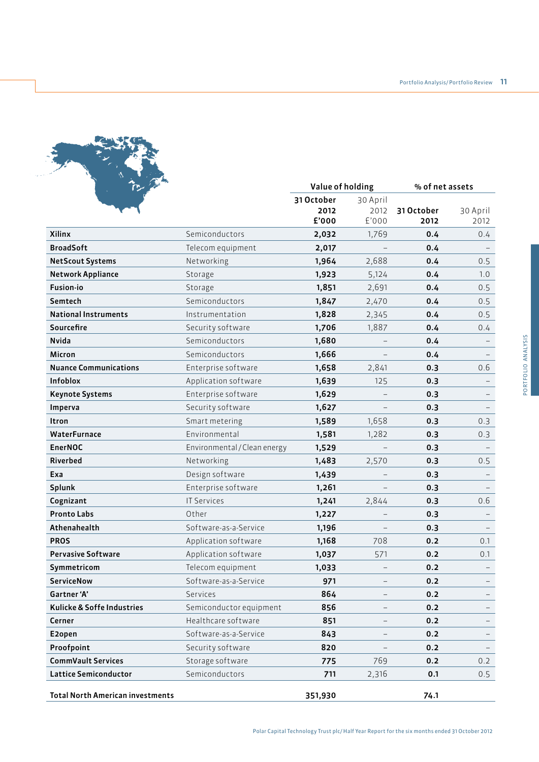| | | Value of holding | | % of net assets | |
|---|---|---|---|---|---|
| | | 31 October 2012 £'000 | 30 April 2012 £'000 | 31 October 2012 | 30 April 2012 |
| **Xilinx** | Semiconductors | **2,032** | 1,769 | **0.4** | 0.4 |
| **BroadSoft** | Telecom equipment | **2,017** | – | **0.4** | – |
| **NetScout Systems** | Networking | **1,964** | 2,688 | **0.4** | 0.5 |
| **Network Appliance** | Storage | **1,923** | 5,124 | **0.4** | 1.0 |
| **Fusion-io** | Storage | **1,851** | 2,691 | **0.4** | 0.5 |
| **Semtech** | Semiconductors | **1,847** | 2,470 | **0.4** | 0.5 |
| **National Instruments** | Instrumentation | **1,828** | 2,345 | **0.4** | 0.5 |
| **Sourcefire** | Security software | **1,706** | 1,887 | **0.4** | 0.4 |
| **Nvida** | Semiconductors | **1,680** | – | **0.4** | – |
| **Micron** | Semiconductors | **1,666** | – | **0.4** | – |
| **Nuance Communications** | Enterprise software | **1,658** | 2,841 | **0.3** | 0.6 |
| **Infoblox** | Application software | **1,639** | 125 | **0.3** | – |
| **Keynote Systems** | Enterprise software | **1,629** | – | **0.3** | – |
| **Imperva** | Security software | **1,627** | – | **0.3** | – |
| **Itron** | Smart metering | **1,589** | 1,658 | **0.3** | 0.3 |
| **WaterFurnace** | Environmental | **1,581** | 1,282 | **0.3** | 0.3 |
| **EnerNOC** | Environmental / Clean energy | **1,529** | – | **0.3** | – |
| **Riverbed** | Networking | **1,483** | 2,570 | **0.3** | 0.5 |
| **Exa** | Design software | **1,439** | – | **0.3** | – |
| **Splunk** | Enterprise software | **1,261** | – | **0.3** | – |
| **Cognizant** | IT Services | **1,241** | 2,844 | **0.3** | 0.6 |
| **Pronto Labs** | Other | **1,227** | – | **0.3** | – |
| **Athenahealth** | Software-as-a-Service | **1,196** | – | **0.3** | – |
| **PROS** | Application software | **1,168** | 708 | **0.2** | 0.1 |
| **Pervasive Software** | Application software | **1,037** | 571 | **0.2** | 0.1 |
| **Symmetricom** | Telecom equipment | **1,033** | – | **0.2** | – |
| **ServiceNow** | Software-as-a-Service | **971** | – | **0.2** | – |
| **Gartner 'A'** | Services | **864** | – | **0.2** | – |
| **Kulicke & Soffe Industries** | Semiconductor equipment | **856** | – | **0.2** | – |
| **Cerner** | Healthcare software | **851** | – | **0.2** | – |
| **E2open** | Software-as-a-Service | **843** | – | **0.2** | – |
| **Proofpoint** | Security software | **820** | – | **0.2** | – |
| **CommVault Services** | Storage software | **775** | 769 | **0.2** | 0.2 |
| **Lattice Semiconductor** | Semiconductors | **711** | 2,316 | **0.1** | 0.5 |
| **Total North American investments** | | **351,930** | | **74.1** | |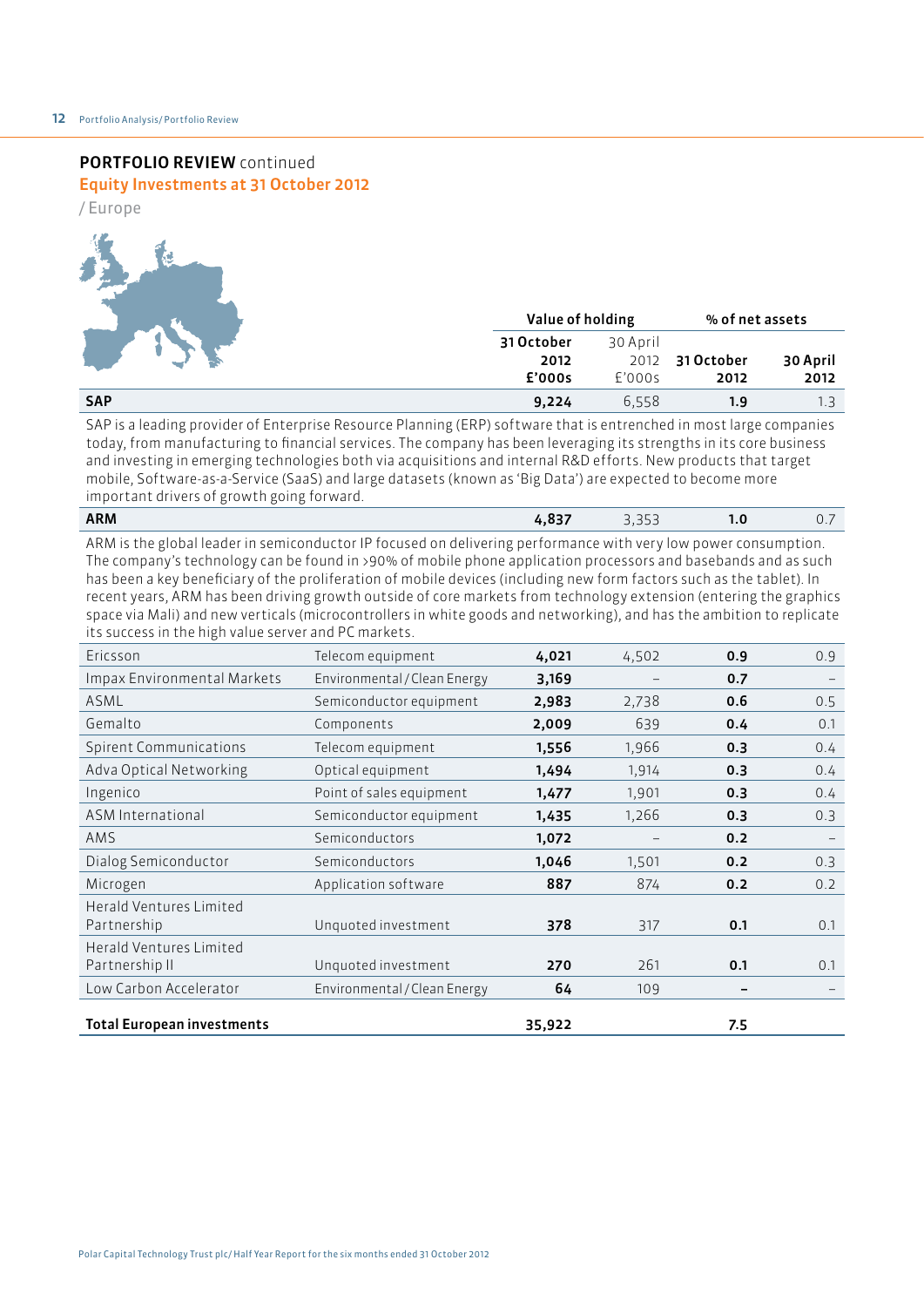## PORTFOLIO REVIEW continued

### Equity Investments at 31 October 2012

/ Europe

| | | Value of holding | | % of net assets | |
|---|---|---|---|---|---|
| | | 31 October 2012 £'000s | 30 April 2012 £'000s | 31 October 2012 | 30 April 2012 |
| **SAP** | | **9,224** | 6,558 | **1.9** | 1.3 |

SAP is a leading provider of Enterprise Resource Planning (ERP) software that is entrenched in most large companies today, from manufacturing to financial services. The company has been leveraging its strengths in its core business and investing in emerging technologies both via acquisitions and internal R&D efforts. New products that target mobile, Software-as-a-Service (SaaS) and large datasets (known as 'Big Data') are expected to become more important drivers of growth going forward.

| | | | | | |
|---|---|---|---|---|---|
| **ARM** | | **4,837** | 3,353 | **1.0** | 0.7 |

ARM is the global leader in semiconductor IP focused on delivering performance with very low power consumption. The company's technology can be found in >90% of mobile phone application processors and basebands and as such has been a key beneficiary of the proliferation of mobile devices (including new form factors such as the tablet). In recent years, ARM has been driving growth outside of core markets from technology extension (entering the graphics space via Mali) and new verticals (microcontrollers in white goods and networking), and has the ambition to replicate its success in the high value server and PC markets.

| | | | | | |
|---|---|---|---|---|---|
| Ericsson | Telecom equipment | **4,021** | 4,502 | **0.9** | 0.9 |
| Impax Environmental Markets | Environmental / Clean Energy | **3,169** | – | **0.7** | – |
| ASML | Semiconductor equipment | **2,983** | 2,738 | **0.6** | 0.5 |
| Gemalto | Components | **2,009** | 639 | **0.4** | 0.1 |
| Spirent Communications | Telecom equipment | **1,556** | 1,966 | **0.3** | 0.4 |
| Adva Optical Networking | Optical equipment | **1,494** | 1,914 | **0.3** | 0.4 |
| Ingenico | Point of sales equipment | **1,477** | 1,901 | **0.3** | 0.4 |
| ASM International | Semiconductor equipment | **1,435** | 1,266 | **0.3** | 0.3 |
| AMS | Semiconductors | **1,072** | – | **0.2** | – |
| Dialog Semiconductor | Semiconductors | **1,046** | 1,501 | **0.2** | 0.3 |
| Microgen | Application software | **887** | 874 | **0.2** | 0.2 |
| Herald Ventures Limited Partnership | Unquoted investment | **378** | 317 | **0.1** | 0.1 |
| Herald Ventures Limited Partnership II | Unquoted investment | **270** | 261 | **0.1** | 0.1 |
| Low Carbon Accelerator | Environmental / Clean Energy | **64** | 109 | **–** | – |
| **Total European investments** | | **35,922** | | **7.5** | |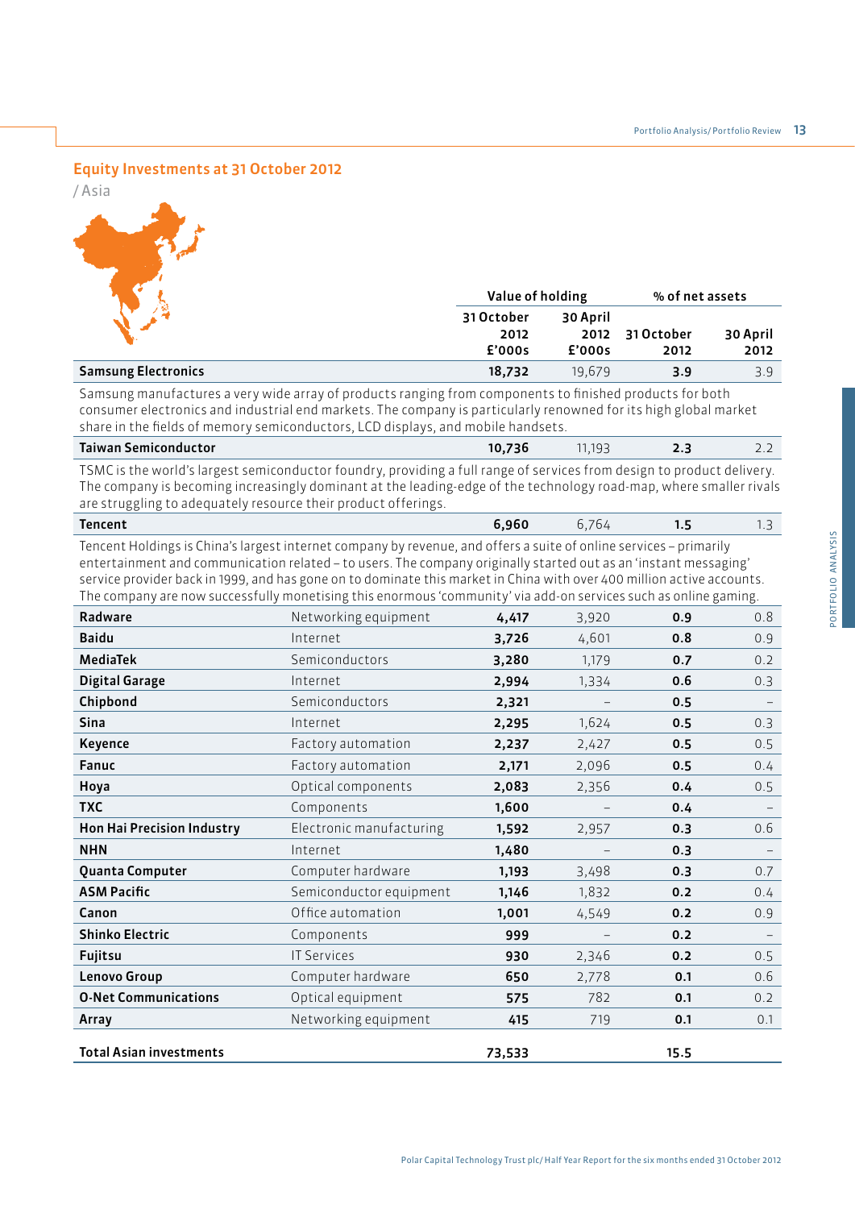## Equity Investments at 31 October 2012

/ Asia

| | | Value of holding | | % of net assets | |
|---|---|---|---|---|---|
| | | 31 October 2012 £'000s | 30 April 2012 £'000s | 31 October 2012 | 30 April 2012 |
| **Samsung Electronics** | | **18,732** | 19,679 | **3.9** | 3.9 |
| Samsung manufactures a very wide array of products ranging from components to finished products for both consumer electronics and industrial end markets. The company is particularly renowned for its high global market share in the fields of memory semiconductors, LCD displays, and mobile handsets. | | | | | |
| **Taiwan Semiconductor** | | **10,736** | 11,193 | **2.3** | 2.2 |
| TSMC is the world's largest semiconductor foundry, providing a full range of services from design to product delivery. The company is becoming increasingly dominant at the leading-edge of the technology road-map, where smaller rivals are struggling to adequately resource their product offerings. | | | | | |
| **Tencent** | | **6,960** | 6,764 | **1.5** | 1.3 |
| Tencent Holdings is China's largest internet company by revenue, and offers a suite of online services – primarily entertainment and communication related – to users. The company originally started out as an 'instant messaging' service provider back in 1999, and has gone on to dominate this market in China with over 400 million active accounts. The company are now successfully monetising this enormous 'community' via add-on services such as online gaming. | | | | | |
| **Radware** | Networking equipment | **4,417** | 3,920 | **0.9** | 0.8 |
| **Baidu** | Internet | **3,726** | 4,601 | **0.8** | 0.9 |
| **MediaTek** | Semiconductors | **3,280** | 1,179 | **0.7** | 0.2 |
| **Digital Garage** | Internet | **2,994** | 1,334 | **0.6** | 0.3 |
| **Chipbond** | Semiconductors | **2,321** | – | **0.5** | – |
| **Sina** | Internet | **2,295** | 1,624 | **0.5** | 0.3 |
| **Keyence** | Factory automation | **2,237** | 2,427 | **0.5** | 0.5 |
| **Fanuc** | Factory automation | **2,171** | 2,096 | **0.5** | 0.4 |
| **Hoya** | Optical components | **2,083** | 2,356 | **0.4** | 0.5 |
| **TXC** | Components | **1,600** | – | **0.4** | – |
| **Hon Hai Precision Industry** | Electronic manufacturing | **1,592** | 2,957 | **0.3** | 0.6 |
| **NHN** | Internet | **1,480** | – | **0.3** | – |
| **Quanta Computer** | Computer hardware | **1,193** | 3,498 | **0.3** | 0.7 |
| **ASM Pacific** | Semiconductor equipment | **1,146** | 1,832 | **0.2** | 0.4 |
| **Canon** | Office automation | **1,001** | 4,549 | **0.2** | 0.9 |
| **Shinko Electric** | Components | **999** | – | **0.2** | – |
| **Fujitsu** | IT Services | **930** | 2,346 | **0.2** | 0.5 |
| **Lenovo Group** | Computer hardware | **650** | 2,778 | **0.1** | 0.6 |
| **O-Net Communications** | Optical equipment | **575** | 782 | **0.1** | 0.2 |
| **Array** | Networking equipment | **415** | 719 | **0.1** | 0.1 |
| **Total Asian investments** | | **73,533** | | **15.5** | |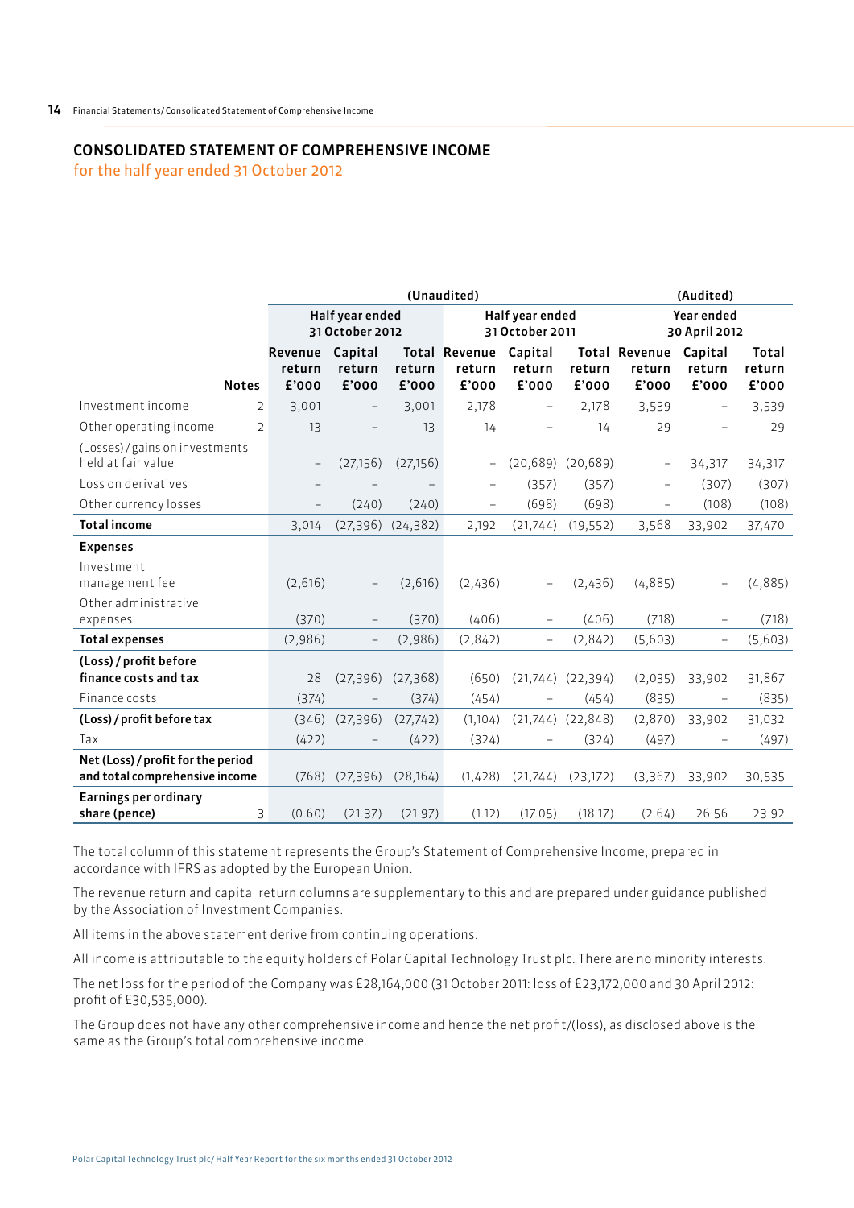## CONSOLIDATED STATEMENT OF COMPREHENSIVE INCOME

for the half year ended 31 October 2012

| | | (Unaudited) | | | | | | (Audited) | | |
|---|---|---|---|---|---|---|---|---|---|---|
| | | Half year ended 31 October 2012 | | | Half year ended 31 October 2011 | | | Year ended 30 April 2012 | | |
| | Notes | Revenue return £'000 | Capital return £'000 | Total return £'000 | Revenue return £'000 | Capital return £'000 | Total return £'000 | Revenue return £'000 | Capital return £'000 | Total return £'000 |
| Investment income | 2 | 3,001 | – | 3,001 | 2,178 | – | 2,178 | 3,539 | – | 3,539 |
| Other operating income | 2 | 13 | – | 13 | 14 | – | 14 | 29 | – | 29 |
| (Losses)/gains on investments held at fair value | | – | (27,156) | (27,156) | – | (20,689) | (20,689) | – | 34,317 | 34,317 |
| Loss on derivatives | | – | – | – | – | (357) | (357) | – | (307) | (307) |
| Other currency losses | | – | (240) | (240) | – | (698) | (698) | – | (108) | (108) |
| **Total income** | | 3,014 | (27,396) | (24,382) | 2,192 | (21,744) | (19,552) | 3,568 | 33,902 | 37,470 |
| **Expenses** | | | | | | | | | | |
| Investment management fee | | (2,616) | – | (2,616) | (2,436) | – | (2,436) | (4,885) | – | (4,885) |
| Other administrative expenses | | (370) | – | (370) | (406) | – | (406) | (718) | – | (718) |
| **Total expenses** | | (2,986) | – | (2,986) | (2,842) | – | (2,842) | (5,603) | – | (5,603) |
| **(Loss)/profit before finance costs and tax** | | 28 | (27,396) | (27,368) | (650) | (21,744) | (22,394) | (2,035) | 33,902 | 31,867 |
| Finance costs | | (374) | – | (374) | (454) | – | (454) | (835) | – | (835) |
| **(Loss)/profit before tax** | | (346) | (27,396) | (27,742) | (1,104) | (21,744) | (22,848) | (2,870) | 33,902 | 31,032 |
| Tax | | (422) | – | (422) | (324) | – | (324) | (497) | – | (497) |
| **Net (Loss)/profit for the period and total comprehensive income** | | (768) | (27,396) | (28,164) | (1,428) | (21,744) | (23,172) | (3,367) | 33,902 | 30,535 |
| **Earnings per ordinary share (pence)** | 3 | (0.60) | (21.37) | (21.97) | (1.12) | (17.05) | (18.17) | (2.64) | 26.56 | 23.92 |

The total column of this statement represents the Group's Statement of Comprehensive Income, prepared in accordance with IFRS as adopted by the European Union.

The revenue return and capital return columns are supplementary to this and are prepared under guidance published by the Association of Investment Companies.

All items in the above statement derive from continuing operations.

All income is attributable to the equity holders of Polar Capital Technology Trust plc. There are no minority interests.

The net loss for the period of the Company was £28,164,000 (31 October 2011: loss of £23,172,000 and 30 April 2012: profit of £30,535,000).

The Group does not have any other comprehensive income and hence the net profit/(loss), as disclosed above is the same as the Group's total comprehensive income.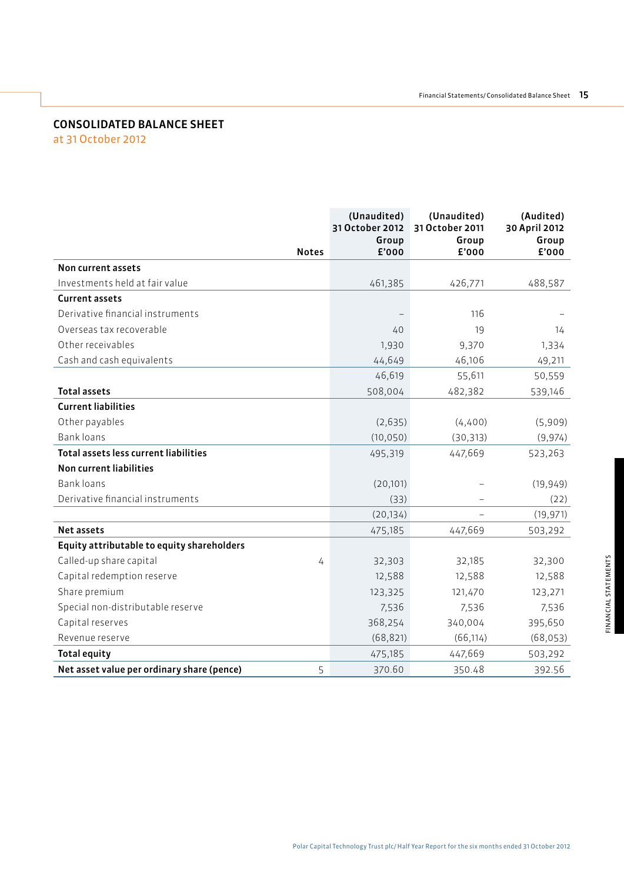## CONSOLIDATED BALANCE SHEET

at 31 October 2012

| | Notes | (Unaudited) 31 October 2012 Group £'000 | (Unaudited) 31 October 2011 Group £'000 | (Audited) 30 April 2012 Group £'000 |
|---|---|---|---|---|
| **Non current assets** | | | | |
| Investments held at fair value | | 461,385 | 426,771 | 488,587 |
| **Current assets** | | | | |
| Derivative financial instruments | | – | 116 | – |
| Overseas tax recoverable | | 40 | 19 | 14 |
| Other receivables | | 1,930 | 9,370 | 1,334 |
| Cash and cash equivalents | | 44,649 | 46,106 | 49,211 |
| | | 46,619 | 55,611 | 50,559 |
| **Total assets** | | 508,004 | 482,382 | 539,146 |
| **Current liabilities** | | | | |
| Other payables | | (2,635) | (4,400) | (5,909) |
| Bank loans | | (10,050) | (30,313) | (9,974) |
| **Total assets less current liabilities** | | 495,319 | 447,669 | 523,263 |
| **Non current liabilities** | | | | |
| Bank loans | | (20,101) | – | (19,949) |
| Derivative financial instruments | | (33) | – | (22) |
| | | (20,134) | – | (19,971) |
| **Net assets** | | 475,185 | 447,669 | 503,292 |
| **Equity attributable to equity shareholders** | | | | |
| Called-up share capital | 4 | 32,303 | 32,185 | 32,300 |
| Capital redemption reserve | | 12,588 | 12,588 | 12,588 |
| Share premium | | 123,325 | 121,470 | 123,271 |
| Special non-distributable reserve | | 7,536 | 7,536 | 7,536 |
| Capital reserves | | 368,254 | 340,004 | 395,650 |
| Revenue reserve | | (68,821) | (66,114) | (68,053) |
| **Total equity** | | 475,185 | 447,669 | 503,292 |
| **Net asset value per ordinary share (pence)** | 5 | 370.60 | 350.48 | 392.56 |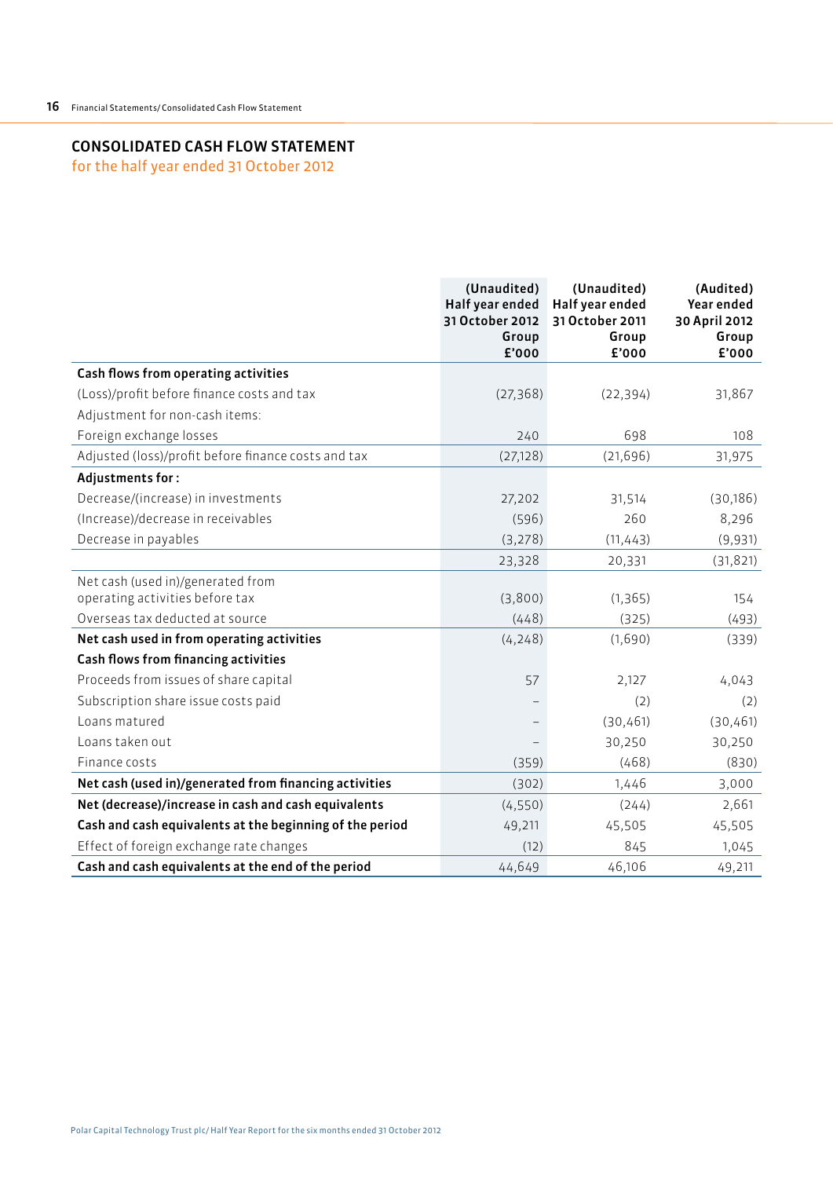# CONSOLIDATED CASH FLOW STATEMENT

## for the half year ended 31 October 2012

| | (Unaudited) Half year ended 31 October 2012 Group £'000 | (Unaudited) Half year ended 31 October 2011 Group £'000 | (Audited) Year ended 30 April 2012 Group £'000 |
|---|---|---|---|
| **Cash flows from operating activities** | | | |
| (Loss)/profit before finance costs and tax | (27,368) | (22,394) | 31,867 |
| Adjustment for non-cash items: | | | |
| Foreign exchange losses | 240 | 698 | 108 |
| Adjusted (loss)/profit before finance costs and tax | (27,128) | (21,696) | 31,975 |
| **Adjustments for:** | | | |
| Decrease/(increase) in investments | 27,202 | 31,514 | (30,186) |
| (Increase)/decrease in receivables | (596) | 260 | 8,296 |
| Decrease in payables | (3,278) | (11,443) | (9,931) |
| | 23,328 | 20,331 | (31,821) |
| Net cash (used in)/generated from operating activities before tax | (3,800) | (1,365) | 154 |
| Overseas tax deducted at source | (448) | (325) | (493) |
| **Net cash used in from operating activities** | (4,248) | (1,690) | (339) |
| **Cash flows from financing activities** | | | |
| Proceeds from issues of share capital | 57 | 2,127 | 4,043 |
| Subscription share issue costs paid | – | (2) | (2) |
| Loans matured | – | (30,461) | (30,461) |
| Loans taken out | – | 30,250 | 30,250 |
| Finance costs | (359) | (468) | (830) |
| **Net cash (used in)/generated from financing activities** | (302) | 1,446 | 3,000 |
| **Net (decrease)/increase in cash and cash equivalents** | (4,550) | (244) | 2,661 |
| **Cash and cash equivalents at the beginning of the period** | 49,211 | 45,505 | 45,505 |
| Effect of foreign exchange rate changes | (12) | 845 | 1,045 |
| **Cash and cash equivalents at the end of the period** | 44,649 | 46,106 | 49,211 |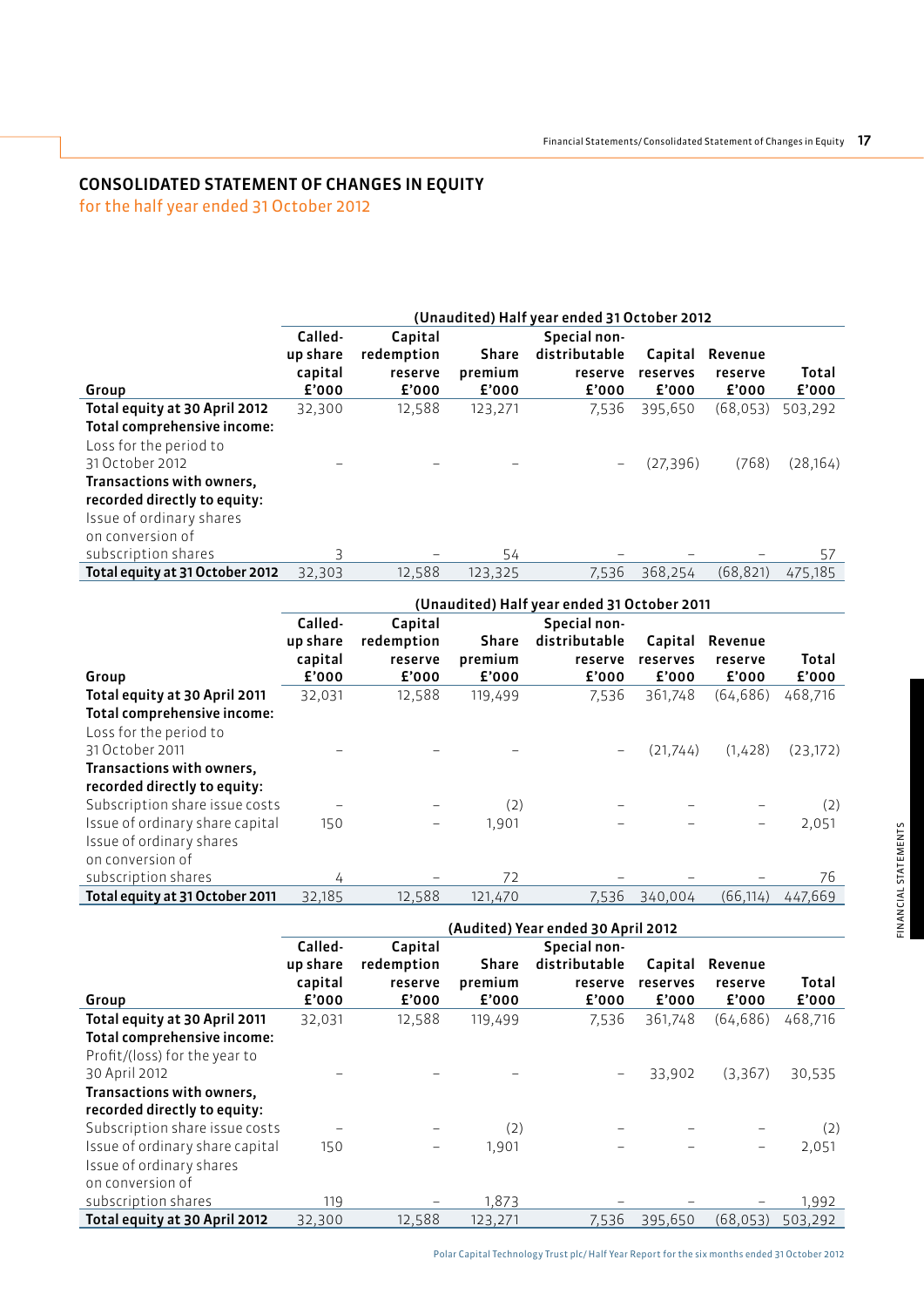## CONSOLIDATED STATEMENT OF CHANGES IN EQUITY

for the half year ended 31 October 2012

| | (Unaudited) Half year ended 31 October 2012 | | | | | | |
|---|---|---|---|---|---|---|---|
| **Group** | **Called-up share capital £'000** | **Capital redemption reserve £'000** | **Share premium £'000** | **Special non-distributable reserve £'000** | **Capital reserves £'000** | **Revenue reserve £'000** | **Total £'000** |
| **Total equity at 30 April 2012** | 32,300 | 12,588 | 123,271 | 7,536 | 395,650 | (68,053) | 503,292 |
| **Total comprehensive income:** | | | | | | | |
| Loss for the period to 31 October 2012 | – | – | – | – | (27,396) | (768) | (28,164) |
| **Transactions with owners, recorded directly to equity:** | | | | | | | |
| Issue of ordinary shares on conversion of subscription shares | 3 | – | 54 | – | – | – | 57 |
| **Total equity at 31 October 2012** | 32,303 | 12,588 | 123,325 | 7,536 | 368,254 | (68,821) | 475,185 |

| | (Unaudited) Half year ended 31 October 2011 | | | | | | |
|---|---|---|---|---|---|---|---|
| **Group** | **Called-up share capital £'000** | **Capital redemption reserve £'000** | **Share premium £'000** | **Special non-distributable reserve £'000** | **Capital reserves £'000** | **Revenue reserve £'000** | **Total £'000** |
| **Total equity at 30 April 2011** | 32,031 | 12,588 | 119,499 | 7,536 | 361,748 | (64,686) | 468,716 |
| **Total comprehensive income:** | | | | | | | |
| Loss for the period to 31 October 2011 | – | – | – | – | (21,744) | (1,428) | (23,172) |
| **Transactions with owners, recorded directly to equity:** | | | | | | | |
| Subscription share issue costs | – | – | (2) | – | – | – | (2) |
| Issue of ordinary share capital | 150 | – | 1,901 | – | – | – | 2,051 |
| Issue of ordinary shares on conversion of subscription shares | 4 | – | 72 | – | – | – | 76 |
| **Total equity at 31 October 2011** | 32,185 | 12,588 | 121,470 | 7,536 | 340,004 | (66,114) | 447,669 |

| | (Audited) Year ended 30 April 2012 | | | | | | |
|---|---|---|---|---|---|---|---|
| **Group** | **Called-up share capital £'000** | **Capital redemption reserve £'000** | **Share premium £'000** | **Special non-distributable reserve £'000** | **Capital reserves £'000** | **Revenue reserve £'000** | **Total £'000** |
| **Total equity at 30 April 2011** | 32,031 | 12,588 | 119,499 | 7,536 | 361,748 | (64,686) | 468,716 |
| **Total comprehensive income:** | | | | | | | |
| Profit/(loss) for the year to 30 April 2012 | – | – | – | – | 33,902 | (3,367) | 30,535 |
| **Transactions with owners, recorded directly to equity:** | | | | | | | |
| Subscription share issue costs | – | – | (2) | – | – | – | (2) |
| Issue of ordinary share capital | 150 | – | 1,901 | – | – | – | 2,051 |
| Issue of ordinary shares on conversion of subscription shares | 119 | – | 1,873 | – | – | – | 1,992 |
| **Total equity at 30 April 2012** | 32,300 | 12,588 | 123,271 | 7,536 | 395,650 | (68,053) | 503,292 |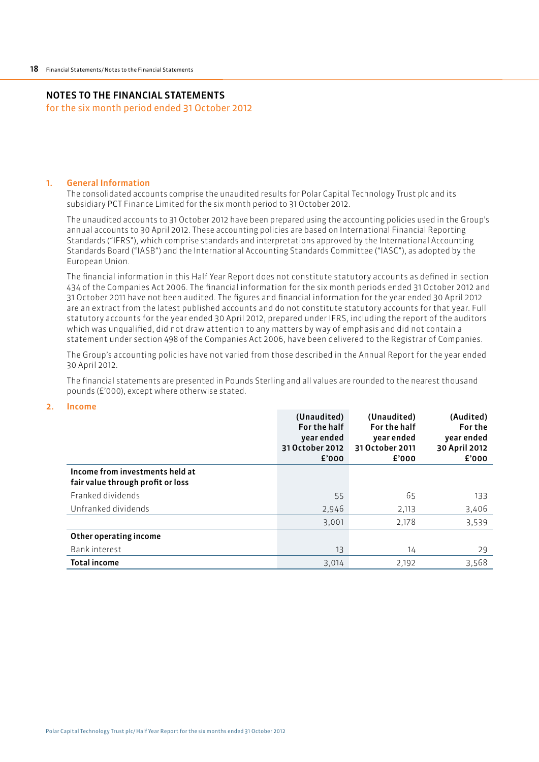# NOTES TO THE FINANCIAL STATEMENTS

for the six month period ended 31 October 2012

## 1. General Information

The consolidated accounts comprise the unaudited results for Polar Capital Technology Trust plc and its subsidiary PCT Finance Limited for the six month period to 31 October 2012.

The unaudited accounts to 31 October 2012 have been prepared using the accounting policies used in the Group's annual accounts to 30 April 2012. These accounting policies are based on International Financial Reporting Standards ("IFRS"), which comprise standards and interpretations approved by the International Accounting Standards Board ("IASB") and the International Accounting Standards Committee ("IASC"), as adopted by the European Union.

The financial information in this Half Year Report does not constitute statutory accounts as defined in section 434 of the Companies Act 2006. The financial information for the six month periods ended 31 October 2012 and 31 October 2011 have not been audited. The figures and financial information for the year ended 30 April 2012 are an extract from the latest published accounts and do not constitute statutory accounts for that year. Full statutory accounts for the year ended 30 April 2012, prepared under IFRS, including the report of the auditors which was unqualified, did not draw attention to any matters by way of emphasis and did not contain a statement under section 498 of the Companies Act 2006, have been delivered to the Registrar of Companies.

The Group's accounting policies have not varied from those described in the Annual Report for the year ended 30 April 2012.

The financial statements are presented in Pounds Sterling and all values are rounded to the nearest thousand pounds (£'000), except where otherwise stated.

## 2. Income

| | (Unaudited) For the half year ended 31 October 2012 £'000 | (Unaudited) For the half year ended 31 October 2011 £'000 | (Audited) For the year ended 30 April 2012 £'000 |
|---|---|---|---|
| **Income from investments held at fair value through profit or loss** | | | |
| Franked dividends | 55 | 65 | 133 |
| Unfranked dividends | 2,946 | 2,113 | 3,406 |
| | 3,001 | 2,178 | 3,539 |
| **Other operating income** | | | |
| Bank interest | 13 | 14 | 29 |
| **Total income** | 3,014 | 2,192 | 3,568 |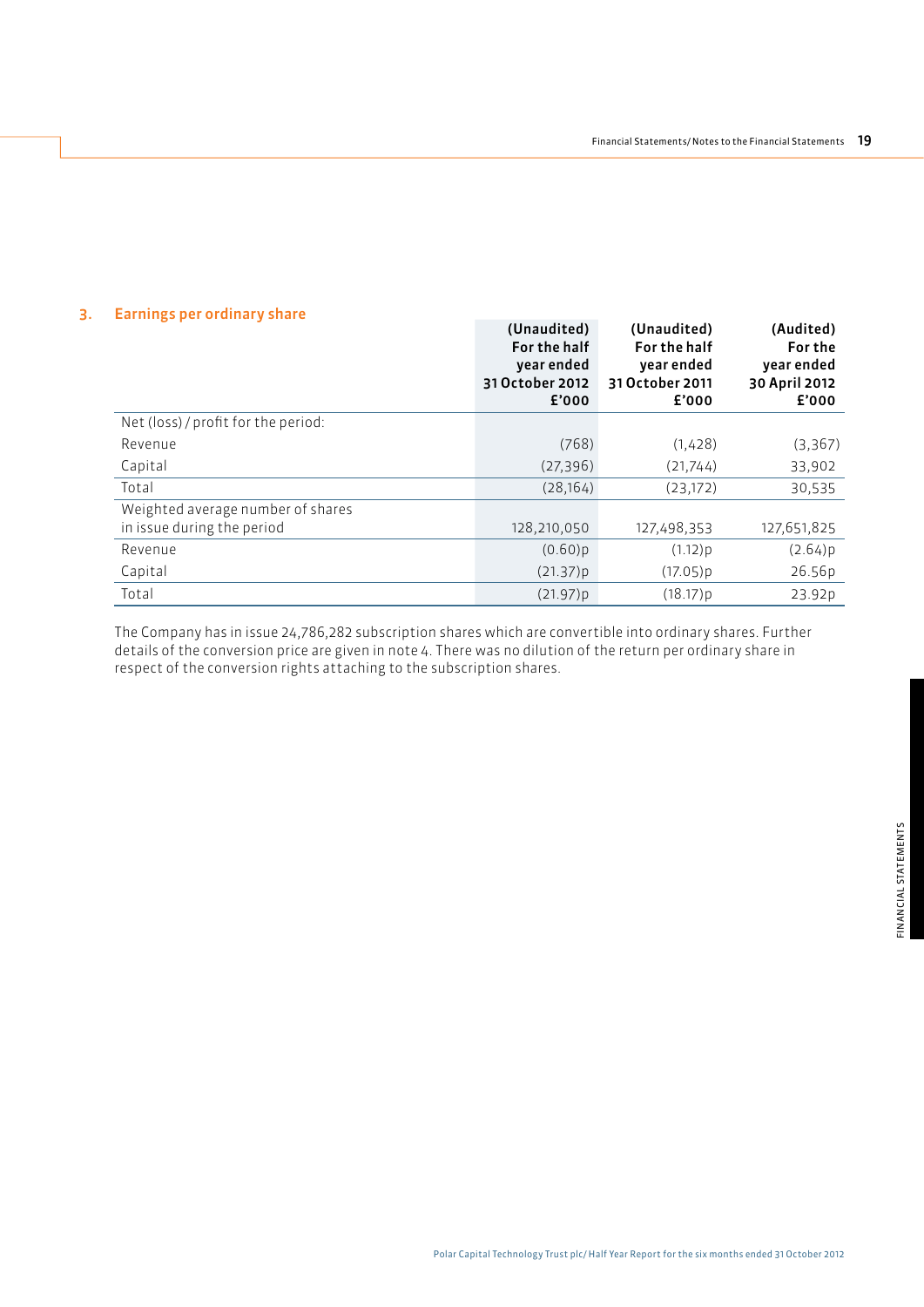## 3. Earnings per ordinary share

| | (Unaudited) For the half year ended 31 October 2012 £'000 | (Unaudited) For the half year ended 31 October 2011 £'000 | (Audited) For the year ended 30 April 2012 £'000 |
|---|---|---|---|
| Net (loss) / profit for the period: | | | |
| Revenue | (768) | (1,428) | (3,367) |
| Capital | (27,396) | (21,744) | 33,902 |
| Total | (28,164) | (23,172) | 30,535 |
| Weighted average number of shares in issue during the period | 128,210,050 | 127,498,353 | 127,651,825 |
| Revenue | (0.60)p | (1.12)p | (2.64)p |
| Capital | (21.37)p | (17.05)p | 26.56p |
| Total | (21.97)p | (18.17)p | 23.92p |

The Company has in issue 24,786,282 subscription shares which are convertible into ordinary shares. Further details of the conversion price are given in note 4. There was no dilution of the return per ordinary share in respect of the conversion rights attaching to the subscription shares.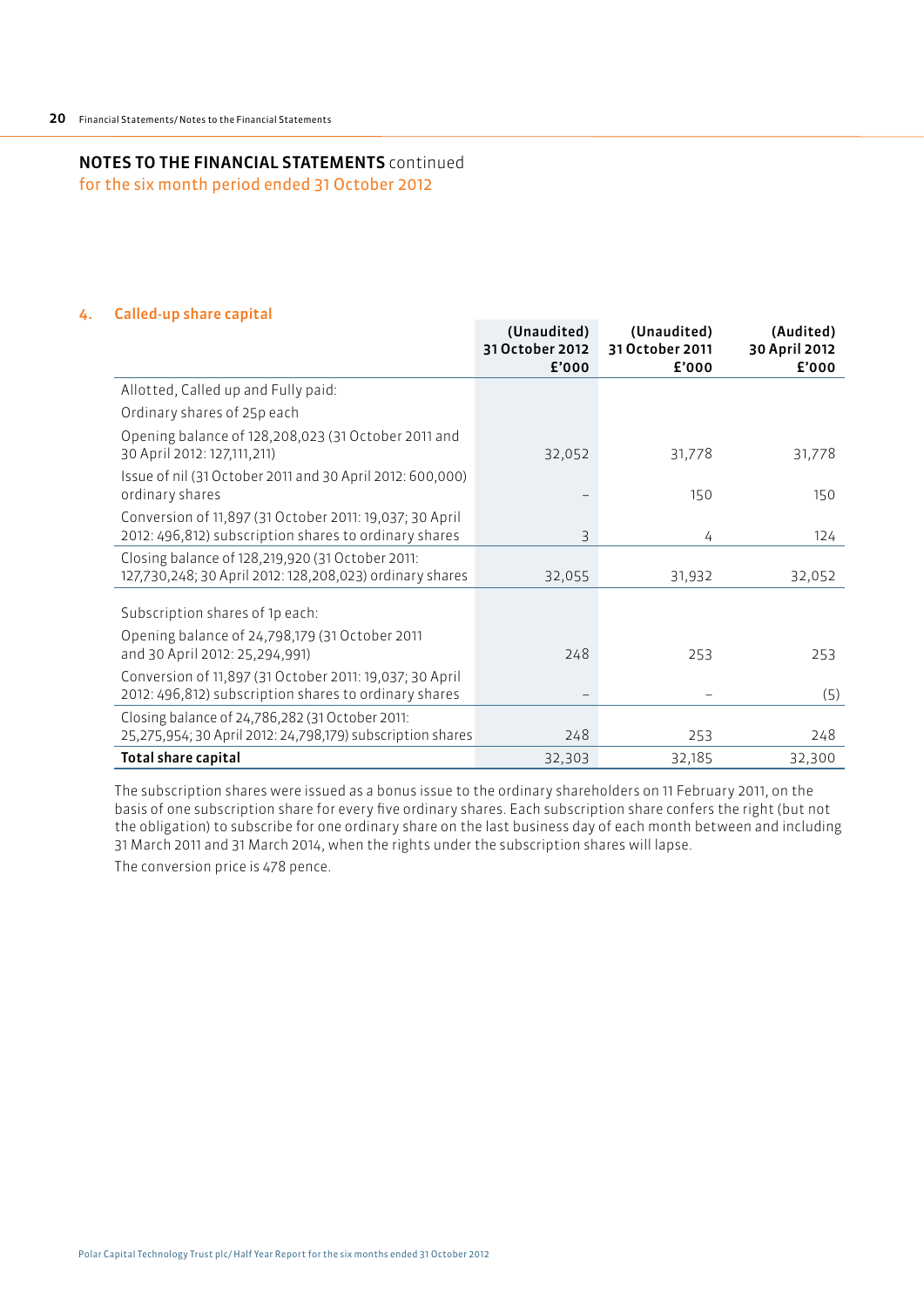# NOTES TO THE FINANCIAL STATEMENTS continued

for the six month period ended 31 October 2012

## 4. Called-up share capital

| | (Unaudited) 31 October 2012 £'000 | (Unaudited) 31 October 2011 £'000 | (Audited) 30 April 2012 £'000 |
|---|---|---|---|
| Allotted, Called up and Fully paid: | | | |
| Ordinary shares of 25p each | | | |
| Opening balance of 128,208,023 (31 October 2011 and 30 April 2012: 127,111,211) | 32,052 | 31,778 | 31,778 |
| Issue of nil (31 October 2011 and 30 April 2012: 600,000) ordinary shares | – | 150 | 150 |
| Conversion of 11,897 (31 October 2011: 19,037; 30 April 2012: 496,812) subscription shares to ordinary shares | 3 | 4 | 124 |
| Closing balance of 128,219,920 (31 October 2011: 127,730,248; 30 April 2012: 128,208,023) ordinary shares | 32,055 | 31,932 | 32,052 |
| Subscription shares of 1p each: | | | |
| Opening balance of 24,798,179 (31 October 2011 and 30 April 2012: 25,294,991) | 248 | 253 | 253 |
| Conversion of 11,897 (31 October 2011: 19,037; 30 April 2012: 496,812) subscription shares to ordinary shares | – | – | (5) |
| Closing balance of 24,786,282 (31 October 2011: 25,275,954; 30 April 2012: 24,798,179) subscription shares | 248 | 253 | 248 |
| **Total share capital** | 32,303 | 32,185 | 32,300 |

The subscription shares were issued as a bonus issue to the ordinary shareholders on 11 February 2011, on the basis of one subscription share for every five ordinary shares. Each subscription share confers the right (but not the obligation) to subscribe for one ordinary share on the last business day of each month between and including 31 March 2011 and 31 March 2014, when the rights under the subscription shares will lapse.

The conversion price is 478 pence.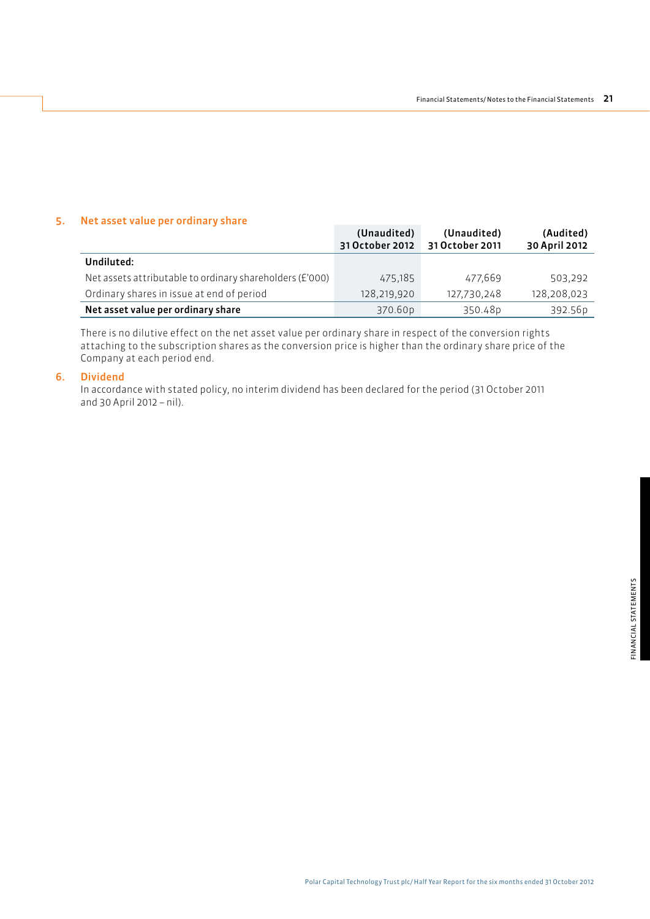## 5. Net asset value per ordinary share

| | (Unaudited) 31 October 2012 | (Unaudited) 31 October 2011 | (Audited) 30 April 2012 |
|---|---|---|---|
| **Undiluted:** | | | |
| Net assets attributable to ordinary shareholders (£'000) | 475,185 | 477,669 | 503,292 |
| Ordinary shares in issue at end of period | 128,219,920 | 127,730,248 | 128,208,023 |
| **Net asset value per ordinary share** | 370.60p | 350.48p | 392.56p |

There is no dilutive effect on the net asset value per ordinary share in respect of the conversion rights attaching to the subscription shares as the conversion price is higher than the ordinary share price of the Company at each period end.

## 6. Dividend

In accordance with stated policy, no interim dividend has been declared for the period (31 October 2011 and 30 April 2012 – nil).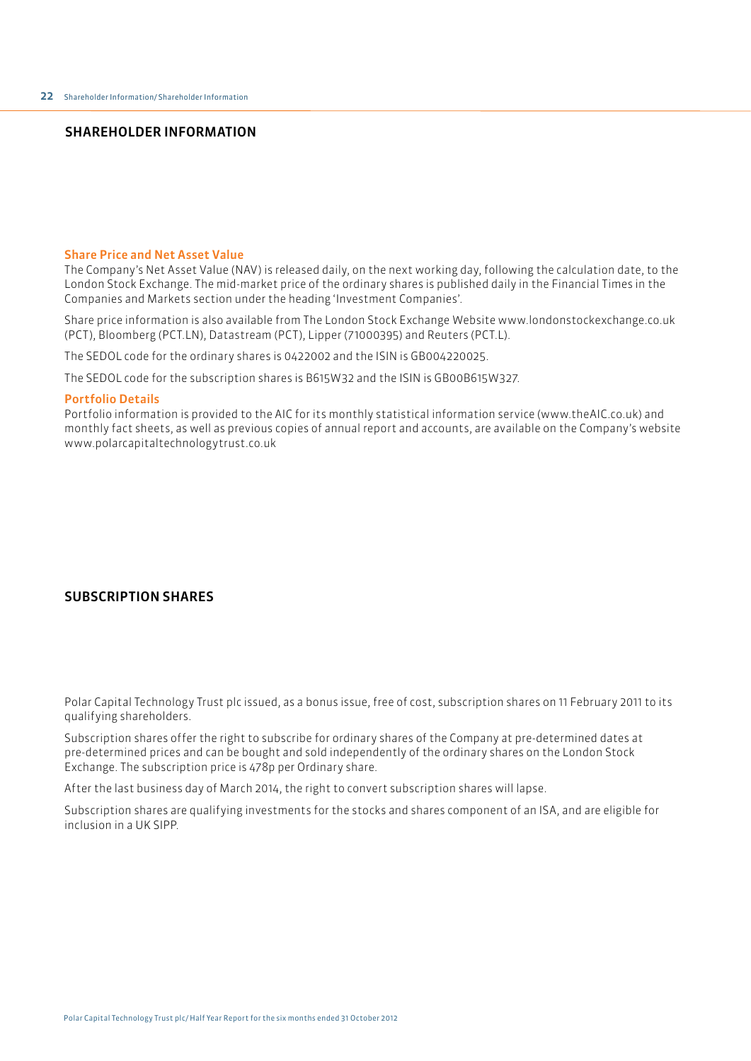## SHAREHOLDER INFORMATION

### Share Price and Net Asset Value

The Company's Net Asset Value (NAV) is released daily, on the next working day, following the calculation date, to the London Stock Exchange. The mid-market price of the ordinary shares is published daily in the Financial Times in the Companies and Markets section under the heading 'Investment Companies'.

Share price information is also available from The London Stock Exchange Website www.londonstockexchange.co.uk (PCT), Bloomberg (PCT.LN), Datastream (PCT), Lipper (71000395) and Reuters (PCT.L).

The SEDOL code for the ordinary shares is 0422002 and the ISIN is GB0004220025.

The SEDOL code for the subscription shares is B615W32 and the ISIN is GB00B615W327.

### Portfolio Details

Portfolio information is provided to the AIC for its monthly statistical information service (www.theAIC.co.uk) and monthly fact sheets, as well as previous copies of annual report and accounts, are available on the Company's website www.polarcapitaltechnologytrust.co.uk

## SUBSCRIPTION SHARES

Polar Capital Technology Trust plc issued, as a bonus issue, free of cost, subscription shares on 11 February 2011 to its qualifying shareholders.

Subscription shares offer the right to subscribe for ordinary shares of the Company at pre-determined dates at pre-determined prices and can be bought and sold independently of the ordinary shares on the London Stock Exchange. The subscription price is 478p per Ordinary share.

After the last business day of March 2014, the right to convert subscription shares will lapse.

Subscription shares are qualifying investments for the stocks and shares component of an ISA, and are eligible for inclusion in a UK SIPP.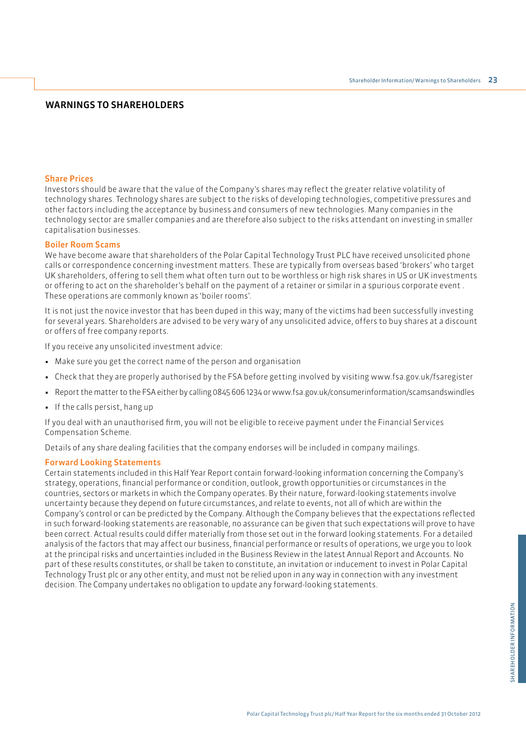# WARNINGS TO SHAREHOLDERS

## Share Prices

Investors should be aware that the value of the Company's shares may reflect the greater relative volatility of technology shares. Technology shares are subject to the risks of developing technologies, competitive pressures and other factors including the acceptance by business and consumers of new technologies. Many companies in the technology sector are smaller companies and are therefore also subject to the risks attendant on investing in smaller capitalisation businesses.

## Boiler Room Scams

We have become aware that shareholders of the Polar Capital Technology Trust PLC have received unsolicited phone calls or correspondence concerning investment matters. These are typically from overseas based 'brokers' who target UK shareholders, offering to sell them what often turn out to be worthless or high risk shares in US or UK investments or offering to act on the shareholder's behalf on the payment of a retainer or similar in a spurious corporate event . These operations are commonly known as 'boiler rooms'.

It is not just the novice investor that has been duped in this way; many of the victims had been successfully investing for several years. Shareholders are advised to be very wary of any unsolicited advice, offers to buy shares at a discount or offers of free company reports.

If you receive any unsolicited investment advice:

- Make sure you get the correct name of the person and organisation
- Check that they are properly authorised by the FSA before getting involved by visiting www.fsa.gov.uk/fsaregister
- Report the matter to the FSA either by calling 0845 606 1234 or www.fsa.gov.uk/consumerinformation/scamsandswindles
- If the calls persist, hang up

If you deal with an unauthorised firm, you will not be eligible to receive payment under the Financial Services Compensation Scheme.

Details of any share dealing facilities that the company endorses will be included in company mailings.

## Forward Looking Statements

Certain statements included in this Half Year Report contain forward-looking information concerning the Company's strategy, operations, financial performance or condition, outlook, growth opportunities or circumstances in the countries, sectors or markets in which the Company operates. By their nature, forward-looking statements involve uncertainty because they depend on future circumstances, and relate to events, not all of which are within the Company's control or can be predicted by the Company. Although the Company believes that the expectations reflected in such forward-looking statements are reasonable, no assurance can be given that such expectations will prove to have been correct. Actual results could differ materially from those set out in the forward looking statements. For a detailed analysis of the factors that may affect our business, financial performance or results of operations, we urge you to look at the principal risks and uncertainties included in the Business Review in the latest Annual Report and Accounts. No part of these results constitutes, or shall be taken to constitute, an invitation or inducement to invest in Polar Capital Technology Trust plc or any other entity, and must not be relied upon in any way in connection with any investment decision. The Company undertakes no obligation to update any forward-looking statements.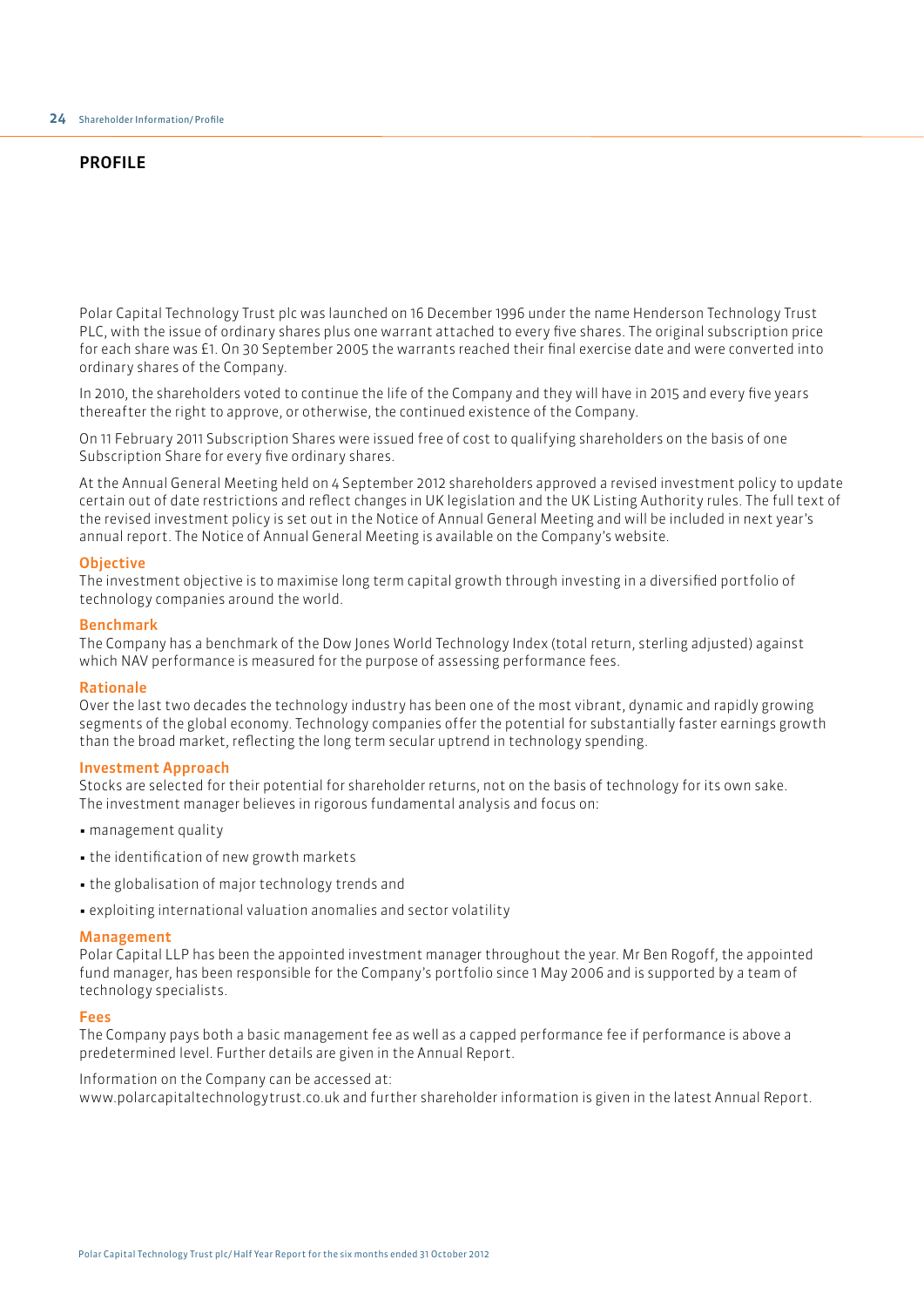# PROFILE

Polar Capital Technology Trust plc was launched on 16 December 1996 under the name Henderson Technology Trust PLC, with the issue of ordinary shares plus one warrant attached to every five shares. The original subscription price for each share was £1. On 30 September 2005 the warrants reached their final exercise date and were converted into ordinary shares of the Company.

In 2010, the shareholders voted to continue the life of the Company and they will have in 2015 and every five years thereafter the right to approve, or otherwise, the continued existence of the Company.

On 11 February 2011 Subscription Shares were issued free of cost to qualifying shareholders on the basis of one Subscription Share for every five ordinary shares.

At the Annual General Meeting held on 4 September 2012 shareholders approved a revised investment policy to update certain out of date restrictions and reflect changes in UK legislation and the UK Listing Authority rules. The full text of the revised investment policy is set out in the Notice of Annual General Meeting and will be included in next year's annual report. The Notice of Annual General Meeting is available on the Company's website.

## Objective

The investment objective is to maximise long term capital growth through investing in a diversified portfolio of technology companies around the world.

## Benchmark

The Company has a benchmark of the Dow Jones World Technology Index (total return, sterling adjusted) against which NAV performance is measured for the purpose of assessing performance fees.

## Rationale

Over the last two decades the technology industry has been one of the most vibrant, dynamic and rapidly growing segments of the global economy. Technology companies offer the potential for substantially faster earnings growth than the broad market, reflecting the long term secular uptrend in technology spending.

## Investment Approach

Stocks are selected for their potential for shareholder returns, not on the basis of technology for its own sake. The investment manager believes in rigorous fundamental analysis and focus on:

- management quality
- the identification of new growth markets
- the globalisation of major technology trends and
- exploiting international valuation anomalies and sector volatility

## Management

Polar Capital LLP has been the appointed investment manager throughout the year. Mr Ben Rogoff, the appointed fund manager, has been responsible for the Company's portfolio since 1 May 2006 and is supported by a team of technology specialists.

## Fees

The Company pays both a basic management fee as well as a capped performance fee if performance is above a predetermined level. Further details are given in the Annual Report.

Information on the Company can be accessed at:
www.polarcapitaltechnologytrust.co.uk and further shareholder information is given in the latest Annual Report.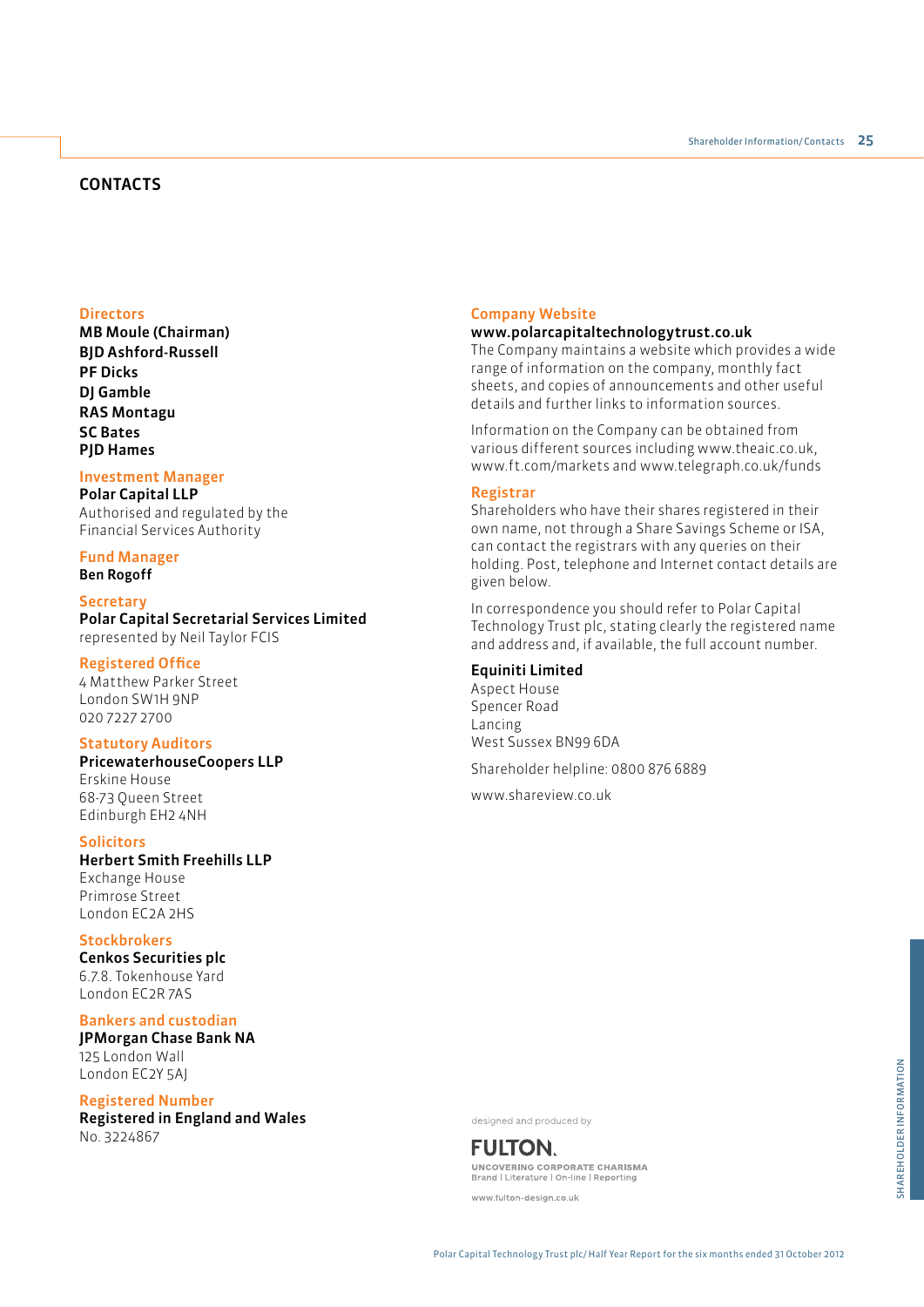# CONTACTS

## Directors

**MB Moule (Chairman)**
**BJD Ashford-Russell**
**PF Dicks**
**DJ Gamble**
**RAS Montagu**
**SC Bates**
**PJD Hames**

## Investment Manager

**Polar Capital LLP**
Authorised and regulated by the Financial Services Authority

## Fund Manager

**Ben Rogoff**

## Secretary

**Polar Capital Secretarial Services Limited**
represented by Neil Taylor FCIS

## Registered Office

4 Matthew Parker Street
London SW1H 9NP
020 7227 2700

## Statutory Auditors

**PricewaterhouseCoopers LLP**
Erskine House
68-73 Queen Street
Edinburgh EH2 4NH

## Solicitors

**Herbert Smith Freehills LLP**
Exchange House
Primrose Street
London EC2A 2HS

## Stockbrokers

**Cenkos Securities plc**
6.7.8. Tokenhouse Yard
London EC2R 7AS

## Bankers and custodian

**JPMorgan Chase Bank NA**
125 London Wall
London EC2Y 5AJ

## Registered Number

**Registered in England and Wales**
No. 3224867

## Company Website

**www.polarcapitaltechnologytrust.co.uk**
The Company maintains a website which provides a wide range of information on the company, monthly fact sheets, and copies of announcements and other useful details and further links to information sources.

Information on the Company can be obtained from various different sources including www.theaic.co.uk, www.ft.com/markets and www.telegraph.co.uk/funds

## Registrar

Shareholders who have their shares registered in their own name, not through a Share Savings Scheme or ISA, can contact the registrars with any queries on their holding. Post, telephone and Internet contact details are given below.

In correspondence you should refer to Polar Capital Technology Trust plc, stating clearly the registered name and address and, if available, the full account number.

**Equiniti Limited**
Aspect House
Spencer Road
Lancing
West Sussex BN99 6DA

Shareholder helpline: 0800 876 6889

www.shareview.co.uk

designed and produced by

FULTON
UNCOVERING CORPORATE CHARISMA
Brand | Literature | On-line | Reporting

www.fulton-design.co.uk